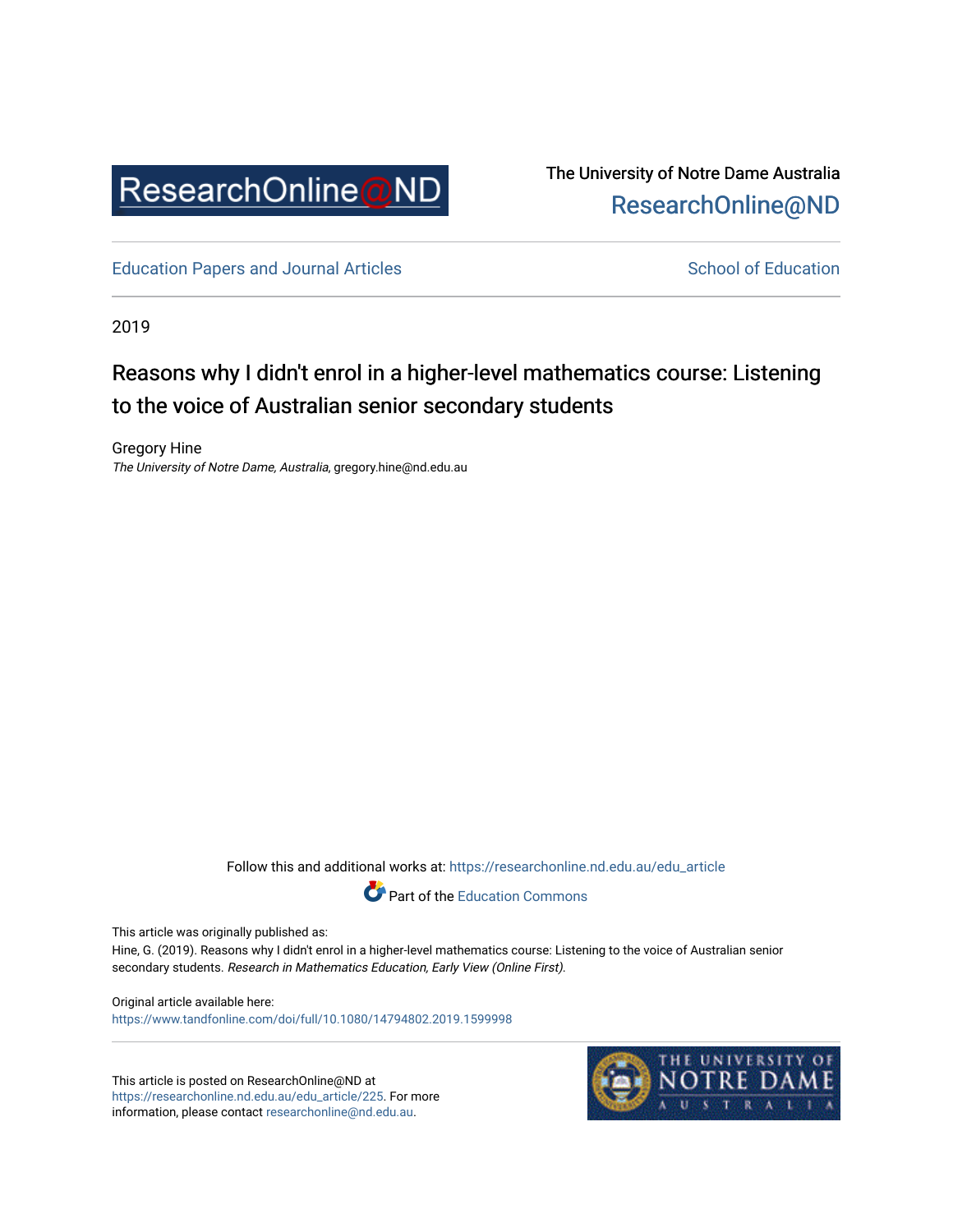ResearchOnline@ND

The University of Notre Dame Australia
ResearchOnline@ND

Education Papers and Journal Articles | School of Education

2019

# Reasons why I didn't enrol in a higher-level mathematics course: Listening to the voice of Australian senior secondary students

Gregory Hine
*The University of Notre Dame, Australia*, gregory.hine@nd.edu.au

Follow this and additional works at: https://researchonline.nd.edu.au/edu_article

Part of the Education Commons

This article was originally published as:
Hine, G. (2019). Reasons why I didn't enrol in a higher-level mathematics course: Listening to the voice of Australian senior secondary students. *Research in Mathematics Education, Early View (Online First).*

Original article available here:
https://www.tandfonline.com/doi/full/10.1080/14794802.2019.1599998

This article is posted on ResearchOnline@ND at https://researchonline.nd.edu.au/edu_article/225. For more information, please contact researchonline@nd.edu.au.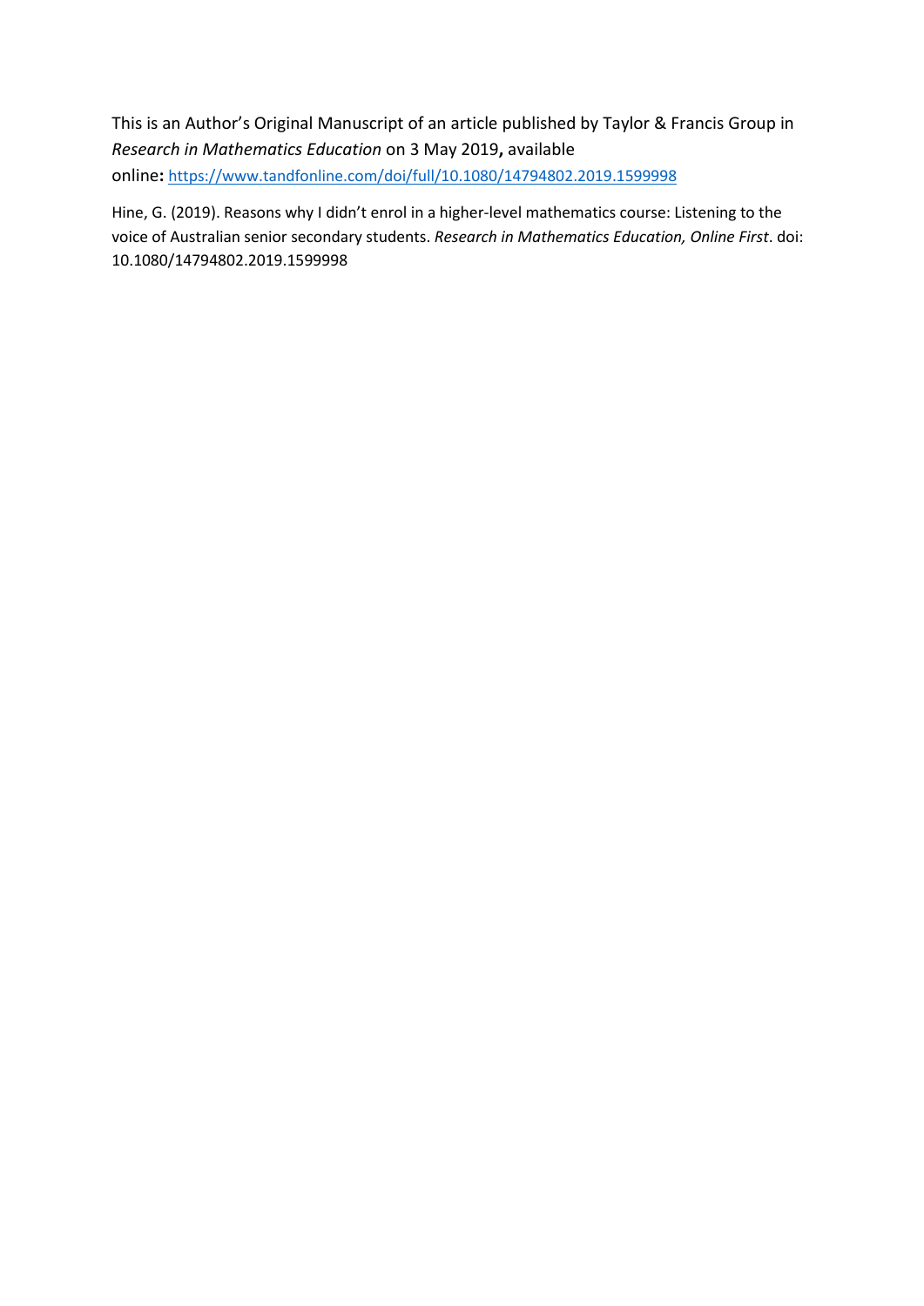This is an Author's Original Manuscript of an article published by Taylor & Francis Group in *Research in Mathematics Education* on 3 May 2019**,** available online**:** https://www.tandfonline.com/doi/full/10.1080/14794802.2019.1599998

Hine, G. (2019). Reasons why I didn't enrol in a higher-level mathematics course: Listening to the voice of Australian senior secondary students. *Research in Mathematics Education, Online First*. doi: 10.1080/14794802.2019.1599998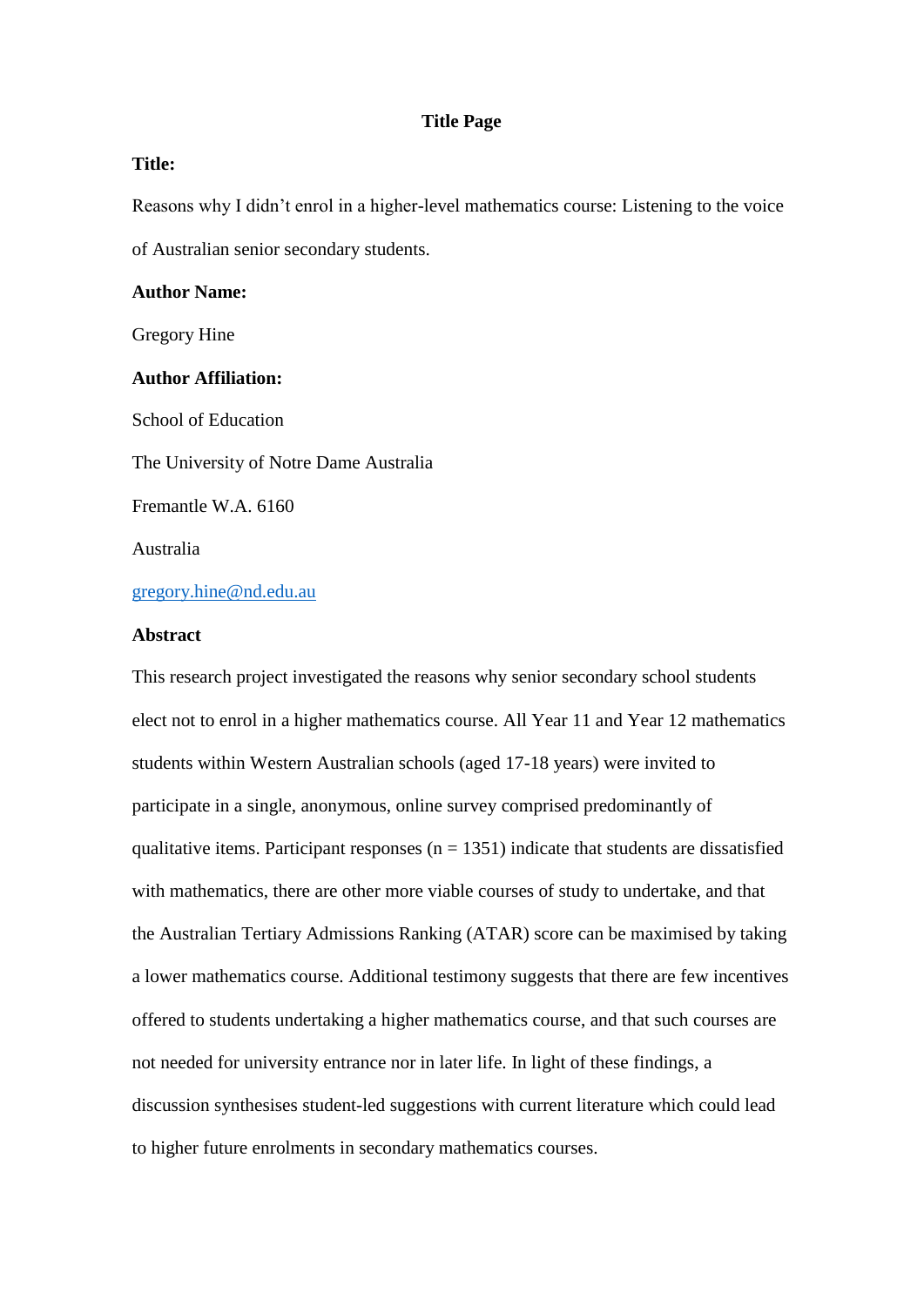**Title Page**

**Title:**

Reasons why I didn't enrol in a higher-level mathematics course: Listening to the voice of Australian senior secondary students.

**Author Name:**

Gregory Hine

**Author Affiliation:**

School of Education

The University of Notre Dame Australia

Fremantle W.A. 6160

Australia

gregory.hine@nd.edu.au

**Abstract**

This research project investigated the reasons why senior secondary school students elect not to enrol in a higher mathematics course. All Year 11 and Year 12 mathematics students within Western Australian schools (aged 17-18 years) were invited to participate in a single, anonymous, online survey comprised predominantly of qualitative items. Participant responses ($n = 1351$) indicate that students are dissatisfied with mathematics, there are other more viable courses of study to undertake, and that the Australian Tertiary Admissions Ranking (ATAR) score can be maximised by taking a lower mathematics course. Additional testimony suggests that there are few incentives offered to students undertaking a higher mathematics course, and that such courses are not needed for university entrance nor in later life. In light of these findings, a discussion synthesises student-led suggestions with current literature which could lead to higher future enrolments in secondary mathematics courses.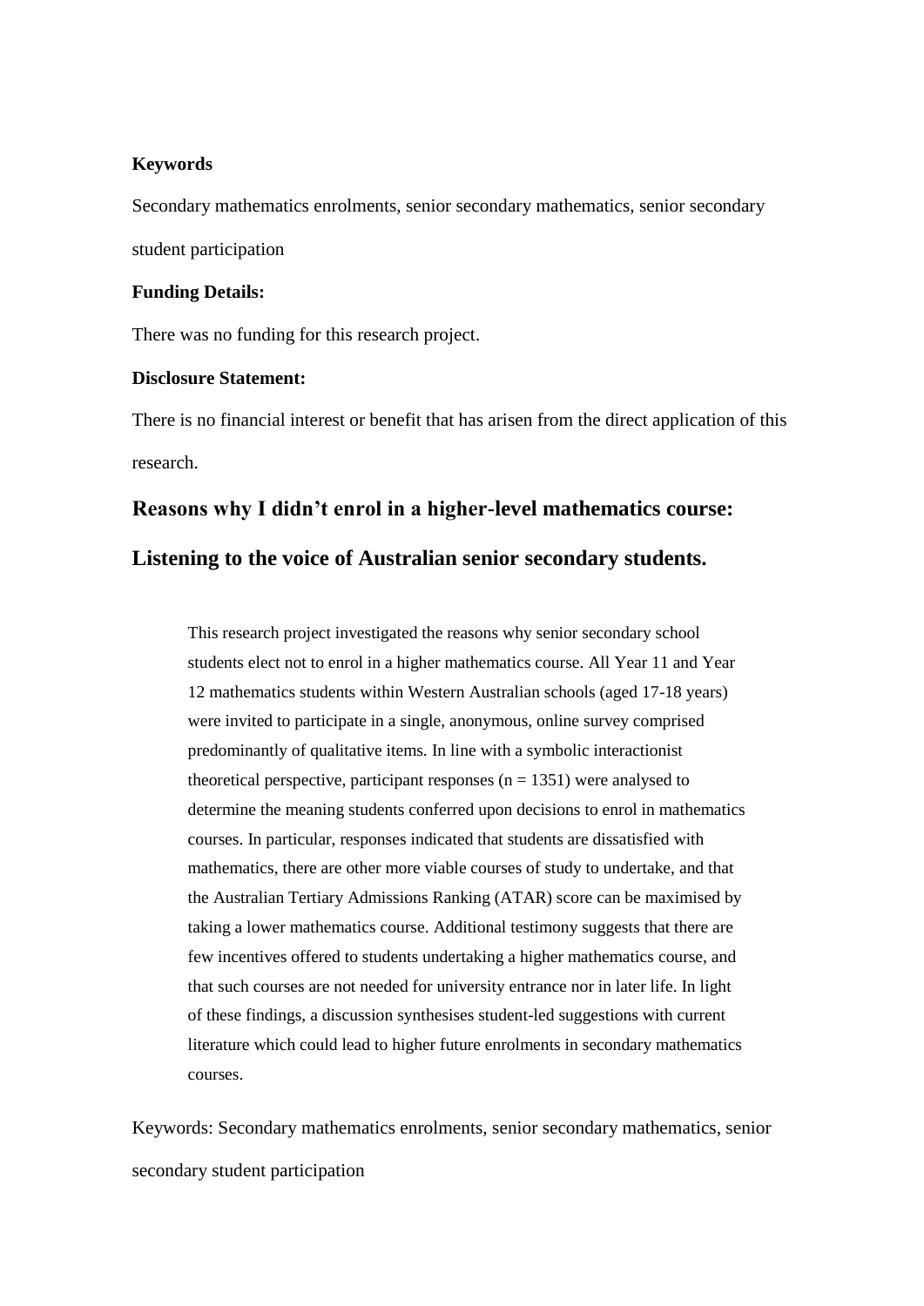**Keywords**

Secondary mathematics enrolments, senior secondary mathematics, senior secondary student participation

**Funding Details:**

There was no funding for this research project.

**Disclosure Statement:**

There is no financial interest or benefit that has arisen from the direct application of this research.

## Reasons why I didn't enrol in a higher-level mathematics course: Listening to the voice of Australian senior secondary students.

> This research project investigated the reasons why senior secondary school students elect not to enrol in a higher mathematics course. All Year 11 and Year 12 mathematics students within Western Australian schools (aged 17-18 years) were invited to participate in a single, anonymous, online survey comprised predominantly of qualitative items. In line with a symbolic interactionist theoretical perspective, participant responses (n = 1351) were analysed to determine the meaning students conferred upon decisions to enrol in mathematics courses. In particular, responses indicated that students are dissatisfied with mathematics, there are other more viable courses of study to undertake, and that the Australian Tertiary Admissions Ranking (ATAR) score can be maximised by taking a lower mathematics course. Additional testimony suggests that there are few incentives offered to students undertaking a higher mathematics course, and that such courses are not needed for university entrance nor in later life. In light of these findings, a discussion synthesises student-led suggestions with current literature which could lead to higher future enrolments in secondary mathematics courses.

Keywords: Secondary mathematics enrolments, senior secondary mathematics, senior secondary student participation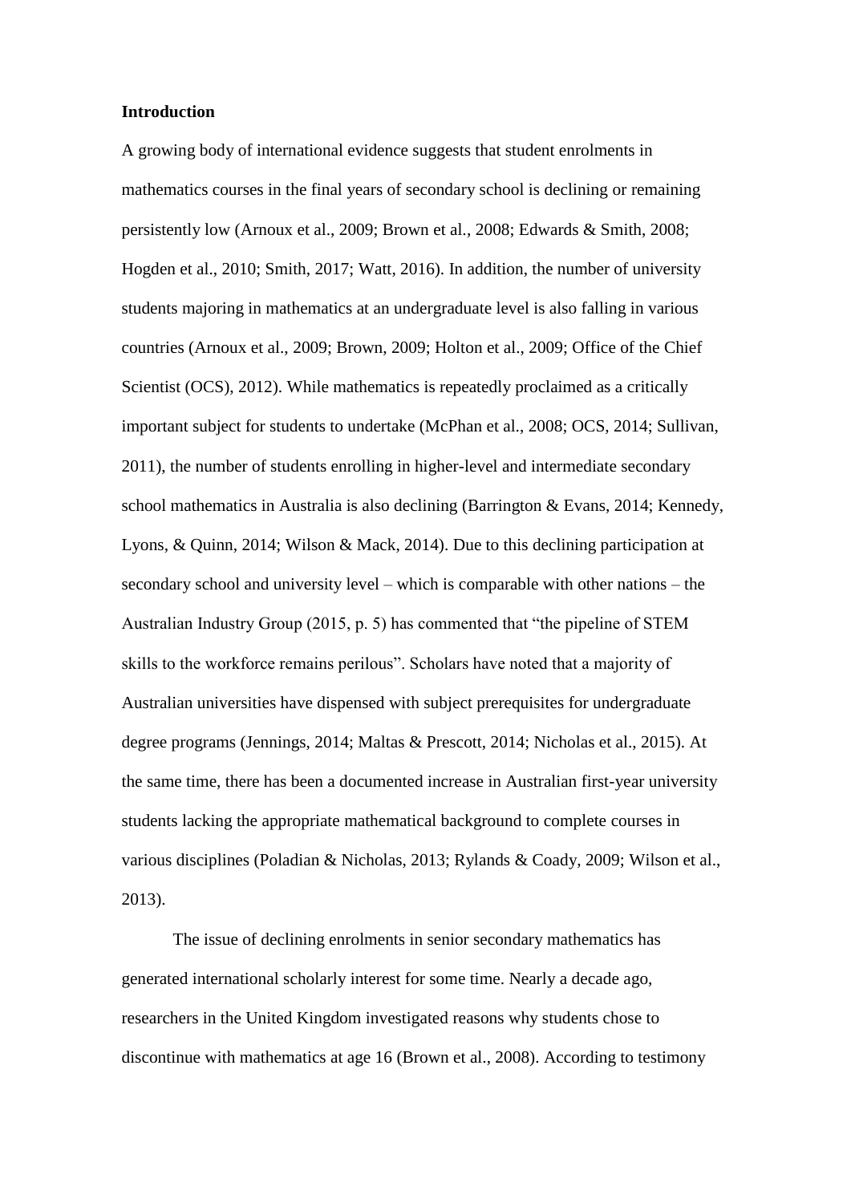**Introduction**

A growing body of international evidence suggests that student enrolments in mathematics courses in the final years of secondary school is declining or remaining persistently low (Arnoux et al., 2009; Brown et al., 2008; Edwards & Smith, 2008; Hogden et al., 2010; Smith, 2017; Watt, 2016). In addition, the number of university students majoring in mathematics at an undergraduate level is also falling in various countries (Arnoux et al., 2009; Brown, 2009; Holton et al., 2009; Office of the Chief Scientist (OCS), 2012). While mathematics is repeatedly proclaimed as a critically important subject for students to undertake (McPhan et al., 2008; OCS, 2014; Sullivan, 2011), the number of students enrolling in higher-level and intermediate secondary school mathematics in Australia is also declining (Barrington & Evans, 2014; Kennedy, Lyons, & Quinn, 2014; Wilson & Mack, 2014). Due to this declining participation at secondary school and university level – which is comparable with other nations – the Australian Industry Group (2015, p. 5) has commented that "the pipeline of STEM skills to the workforce remains perilous". Scholars have noted that a majority of Australian universities have dispensed with subject prerequisites for undergraduate degree programs (Jennings, 2014; Maltas & Prescott, 2014; Nicholas et al., 2015). At the same time, there has been a documented increase in Australian first-year university students lacking the appropriate mathematical background to complete courses in various disciplines (Poladian & Nicholas, 2013; Rylands & Coady, 2009; Wilson et al., 2013).

The issue of declining enrolments in senior secondary mathematics has generated international scholarly interest for some time. Nearly a decade ago, researchers in the United Kingdom investigated reasons why students chose to discontinue with mathematics at age 16 (Brown et al., 2008). According to testimony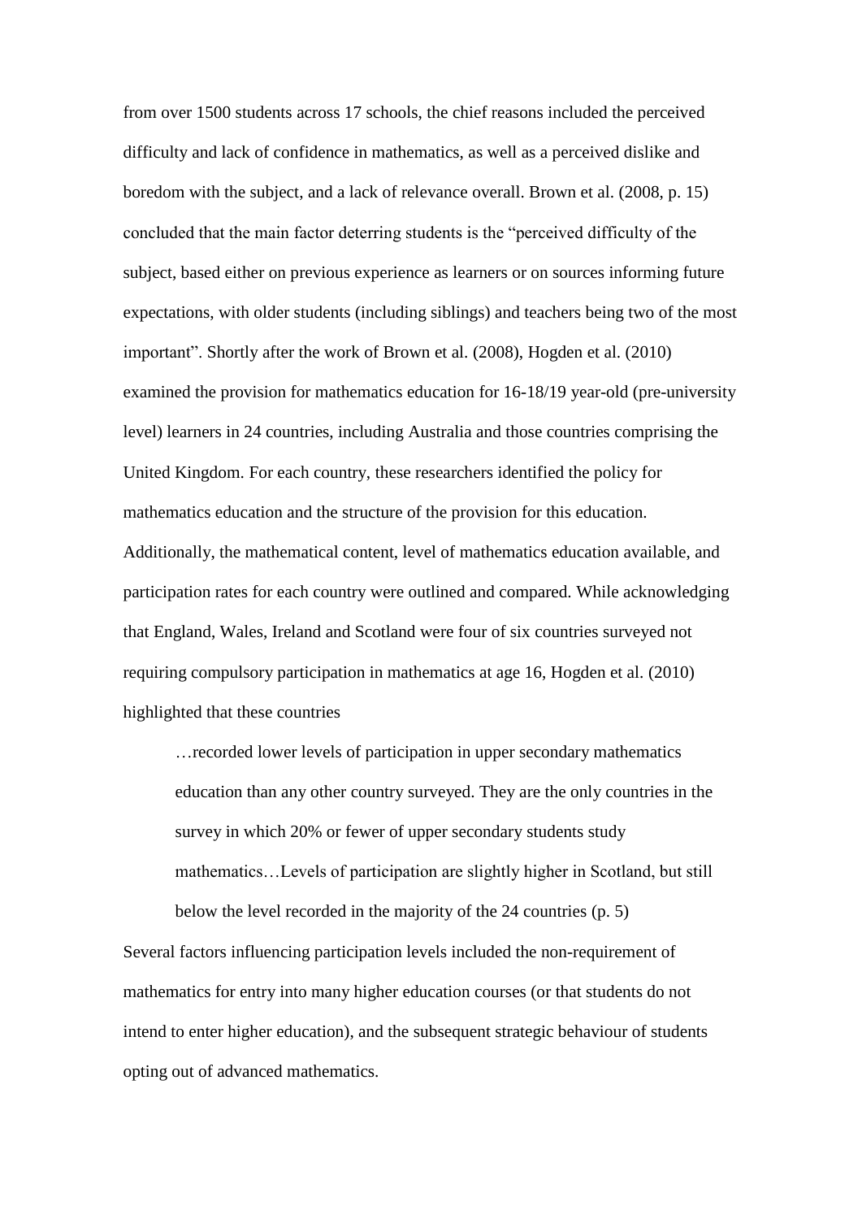from over 1500 students across 17 schools, the chief reasons included the perceived difficulty and lack of confidence in mathematics, as well as a perceived dislike and boredom with the subject, and a lack of relevance overall. Brown et al. (2008, p. 15) concluded that the main factor deterring students is the "perceived difficulty of the subject, based either on previous experience as learners or on sources informing future expectations, with older students (including siblings) and teachers being two of the most important". Shortly after the work of Brown et al. (2008), Hogden et al. (2010) examined the provision for mathematics education for 16-18/19 year-old (pre-university level) learners in 24 countries, including Australia and those countries comprising the United Kingdom. For each country, these researchers identified the policy for mathematics education and the structure of the provision for this education. Additionally, the mathematical content, level of mathematics education available, and participation rates for each country were outlined and compared. While acknowledging that England, Wales, Ireland and Scotland were four of six countries surveyed not requiring compulsory participation in mathematics at age 16, Hogden et al. (2010) highlighted that these countries

> …recorded lower levels of participation in upper secondary mathematics education than any other country surveyed. They are the only countries in the survey in which 20% or fewer of upper secondary students study mathematics…Levels of participation are slightly higher in Scotland, but still below the level recorded in the majority of the 24 countries (p. 5)

Several factors influencing participation levels included the non-requirement of mathematics for entry into many higher education courses (or that students do not intend to enter higher education), and the subsequent strategic behaviour of students opting out of advanced mathematics.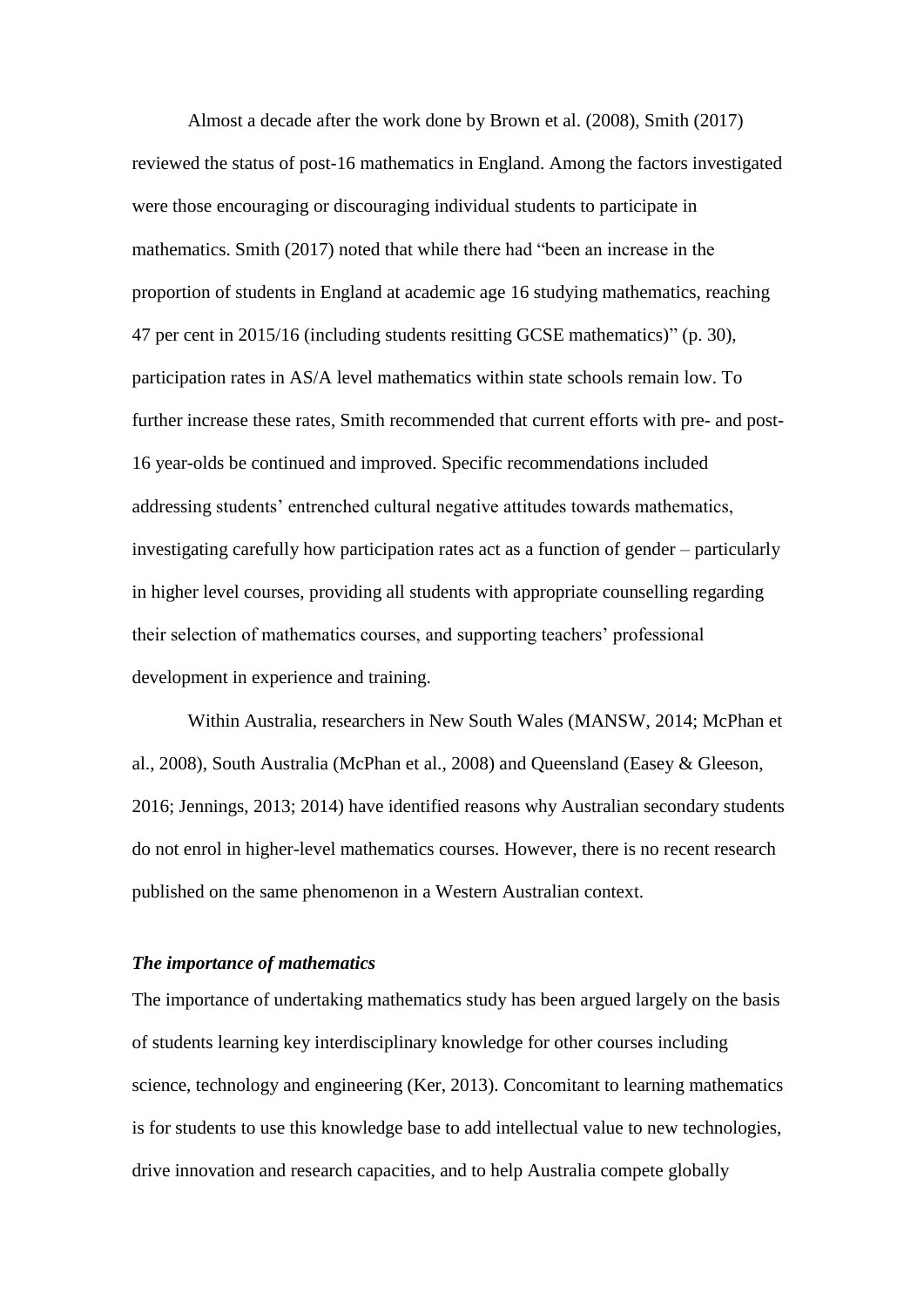Almost a decade after the work done by Brown et al. (2008), Smith (2017) reviewed the status of post-16 mathematics in England. Among the factors investigated were those encouraging or discouraging individual students to participate in mathematics. Smith (2017) noted that while there had "been an increase in the proportion of students in England at academic age 16 studying mathematics, reaching 47 per cent in 2015/16 (including students resitting GCSE mathematics)" (p. 30), participation rates in AS/A level mathematics within state schools remain low. To further increase these rates, Smith recommended that current efforts with pre- and post-16 year-olds be continued and improved. Specific recommendations included addressing students' entrenched cultural negative attitudes towards mathematics, investigating carefully how participation rates act as a function of gender – particularly in higher level courses, providing all students with appropriate counselling regarding their selection of mathematics courses, and supporting teachers' professional development in experience and training.

Within Australia, researchers in New South Wales (MANSW, 2014; McPhan et al., 2008), South Australia (McPhan et al., 2008) and Queensland (Easey & Gleeson, 2016; Jennings, 2013; 2014) have identified reasons why Australian secondary students do not enrol in higher-level mathematics courses. However, there is no recent research published on the same phenomenon in a Western Australian context.

### *The importance of mathematics*

The importance of undertaking mathematics study has been argued largely on the basis of students learning key interdisciplinary knowledge for other courses including science, technology and engineering (Ker, 2013). Concomitant to learning mathematics is for students to use this knowledge base to add intellectual value to new technologies, drive innovation and research capacities, and to help Australia compete globally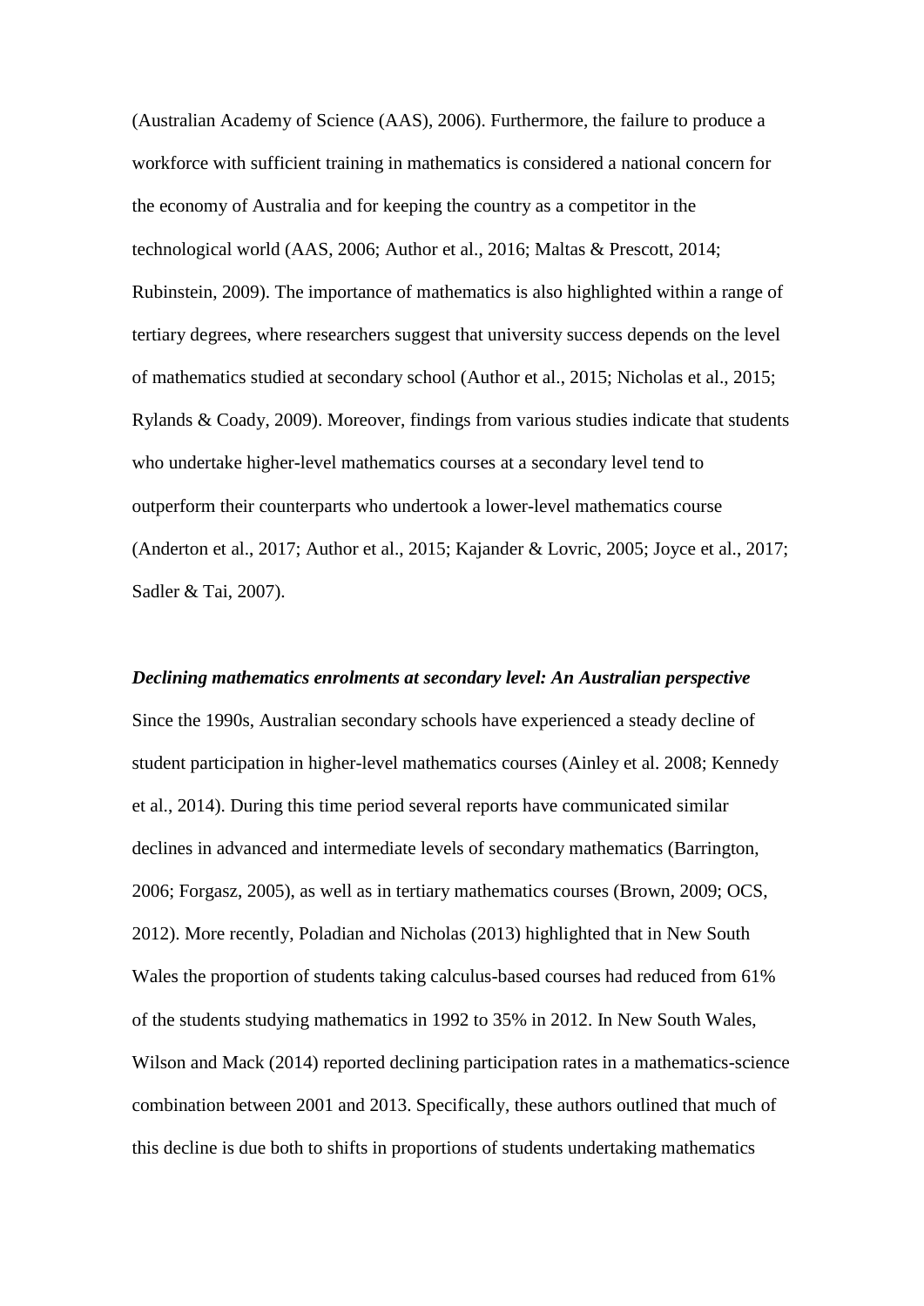(Australian Academy of Science (AAS), 2006). Furthermore, the failure to produce a workforce with sufficient training in mathematics is considered a national concern for the economy of Australia and for keeping the country as a competitor in the technological world (AAS, 2006; Author et al., 2016; Maltas & Prescott, 2014; Rubinstein, 2009). The importance of mathematics is also highlighted within a range of tertiary degrees, where researchers suggest that university success depends on the level of mathematics studied at secondary school (Author et al., 2015; Nicholas et al., 2015; Rylands & Coady, 2009). Moreover, findings from various studies indicate that students who undertake higher-level mathematics courses at a secondary level tend to outperform their counterparts who undertook a lower-level mathematics course (Anderton et al., 2017; Author et al., 2015; Kajander & Lovric, 2005; Joyce et al., 2017; Sadler & Tai, 2007).

***Declining mathematics enrolments at secondary level: An Australian perspective***

Since the 1990s, Australian secondary schools have experienced a steady decline of student participation in higher-level mathematics courses (Ainley et al. 2008; Kennedy et al., 2014). During this time period several reports have communicated similar declines in advanced and intermediate levels of secondary mathematics (Barrington, 2006; Forgasz, 2005), as well as in tertiary mathematics courses (Brown, 2009; OCS, 2012). More recently, Poladian and Nicholas (2013) highlighted that in New South Wales the proportion of students taking calculus-based courses had reduced from 61% of the students studying mathematics in 1992 to 35% in 2012. In New South Wales, Wilson and Mack (2014) reported declining participation rates in a mathematics-science combination between 2001 and 2013. Specifically, these authors outlined that much of this decline is due both to shifts in proportions of students undertaking mathematics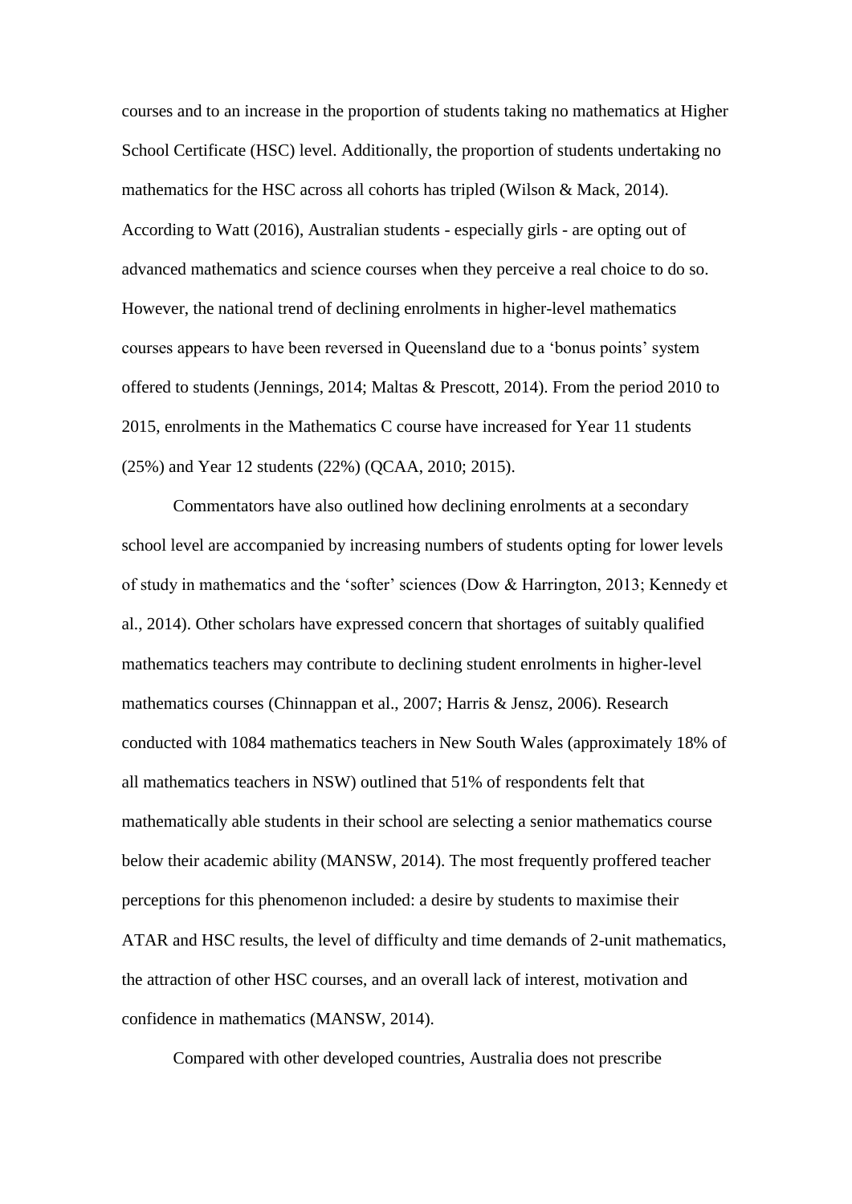courses and to an increase in the proportion of students taking no mathematics at Higher School Certificate (HSC) level. Additionally, the proportion of students undertaking no mathematics for the HSC across all cohorts has tripled (Wilson & Mack, 2014). According to Watt (2016), Australian students - especially girls - are opting out of advanced mathematics and science courses when they perceive a real choice to do so. However, the national trend of declining enrolments in higher-level mathematics courses appears to have been reversed in Queensland due to a 'bonus points' system offered to students (Jennings, 2014; Maltas & Prescott, 2014). From the period 2010 to 2015, enrolments in the Mathematics C course have increased for Year 11 students (25%) and Year 12 students (22%) (QCAA, 2010; 2015).

Commentators have also outlined how declining enrolments at a secondary school level are accompanied by increasing numbers of students opting for lower levels of study in mathematics and the 'softer' sciences (Dow & Harrington, 2013; Kennedy et al., 2014). Other scholars have expressed concern that shortages of suitably qualified mathematics teachers may contribute to declining student enrolments in higher-level mathematics courses (Chinnappan et al., 2007; Harris & Jensz, 2006). Research conducted with 1084 mathematics teachers in New South Wales (approximately 18% of all mathematics teachers in NSW) outlined that 51% of respondents felt that mathematically able students in their school are selecting a senior mathematics course below their academic ability (MANSW, 2014). The most frequently proffered teacher perceptions for this phenomenon included: a desire by students to maximise their ATAR and HSC results, the level of difficulty and time demands of 2-unit mathematics, the attraction of other HSC courses, and an overall lack of interest, motivation and confidence in mathematics (MANSW, 2014).

Compared with other developed countries, Australia does not prescribe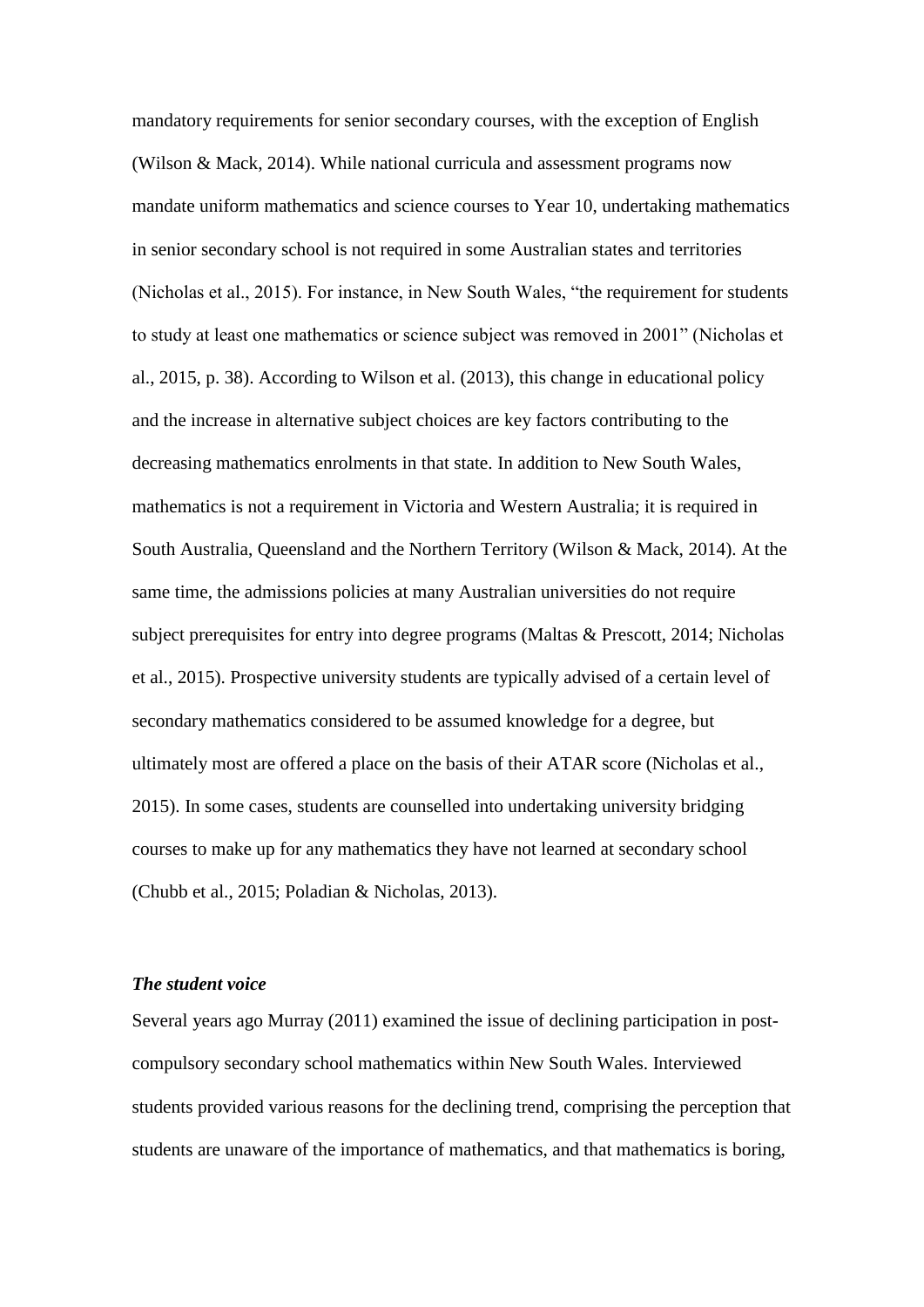mandatory requirements for senior secondary courses, with the exception of English (Wilson & Mack, 2014). While national curricula and assessment programs now mandate uniform mathematics and science courses to Year 10, undertaking mathematics in senior secondary school is not required in some Australian states and territories (Nicholas et al., 2015). For instance, in New South Wales, "the requirement for students to study at least one mathematics or science subject was removed in 2001" (Nicholas et al., 2015, p. 38). According to Wilson et al. (2013), this change in educational policy and the increase in alternative subject choices are key factors contributing to the decreasing mathematics enrolments in that state. In addition to New South Wales, mathematics is not a requirement in Victoria and Western Australia; it is required in South Australia, Queensland and the Northern Territory (Wilson & Mack, 2014). At the same time, the admissions policies at many Australian universities do not require subject prerequisites for entry into degree programs (Maltas & Prescott, 2014; Nicholas et al., 2015). Prospective university students are typically advised of a certain level of secondary mathematics considered to be assumed knowledge for a degree, but ultimately most are offered a place on the basis of their ATAR score (Nicholas et al., 2015). In some cases, students are counselled into undertaking university bridging courses to make up for any mathematics they have not learned at secondary school (Chubb et al., 2015; Poladian & Nicholas, 2013).

### *The student voice*

Several years ago Murray (2011) examined the issue of declining participation in post-compulsory secondary school mathematics within New South Wales. Interviewed students provided various reasons for the declining trend, comprising the perception that students are unaware of the importance of mathematics, and that mathematics is boring,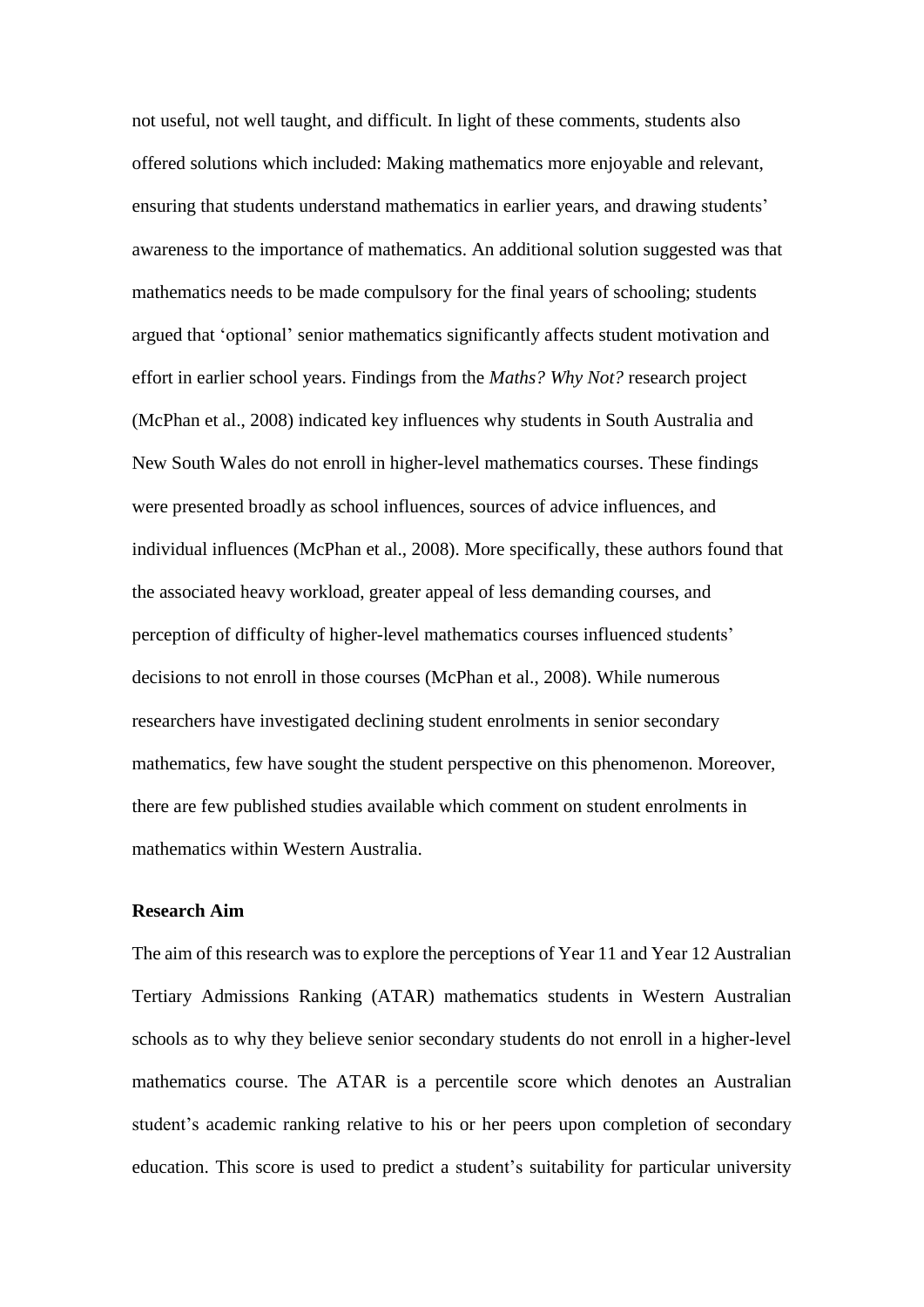not useful, not well taught, and difficult. In light of these comments, students also offered solutions which included: Making mathematics more enjoyable and relevant, ensuring that students understand mathematics in earlier years, and drawing students' awareness to the importance of mathematics. An additional solution suggested was that mathematics needs to be made compulsory for the final years of schooling; students argued that 'optional' senior mathematics significantly affects student motivation and effort in earlier school years. Findings from the *Maths? Why Not?* research project (McPhan et al., 2008) indicated key influences why students in South Australia and New South Wales do not enroll in higher-level mathematics courses. These findings were presented broadly as school influences, sources of advice influences, and individual influences (McPhan et al., 2008). More specifically, these authors found that the associated heavy workload, greater appeal of less demanding courses, and perception of difficulty of higher-level mathematics courses influenced students' decisions to not enroll in those courses (McPhan et al., 2008). While numerous researchers have investigated declining student enrolments in senior secondary mathematics, few have sought the student perspective on this phenomenon. Moreover, there are few published studies available which comment on student enrolments in mathematics within Western Australia.

### Research Aim

The aim of this research was to explore the perceptions of Year 11 and Year 12 Australian Tertiary Admissions Ranking (ATAR) mathematics students in Western Australian schools as to why they believe senior secondary students do not enroll in a higher-level mathematics course. The ATAR is a percentile score which denotes an Australian student's academic ranking relative to his or her peers upon completion of secondary education. This score is used to predict a student's suitability for particular university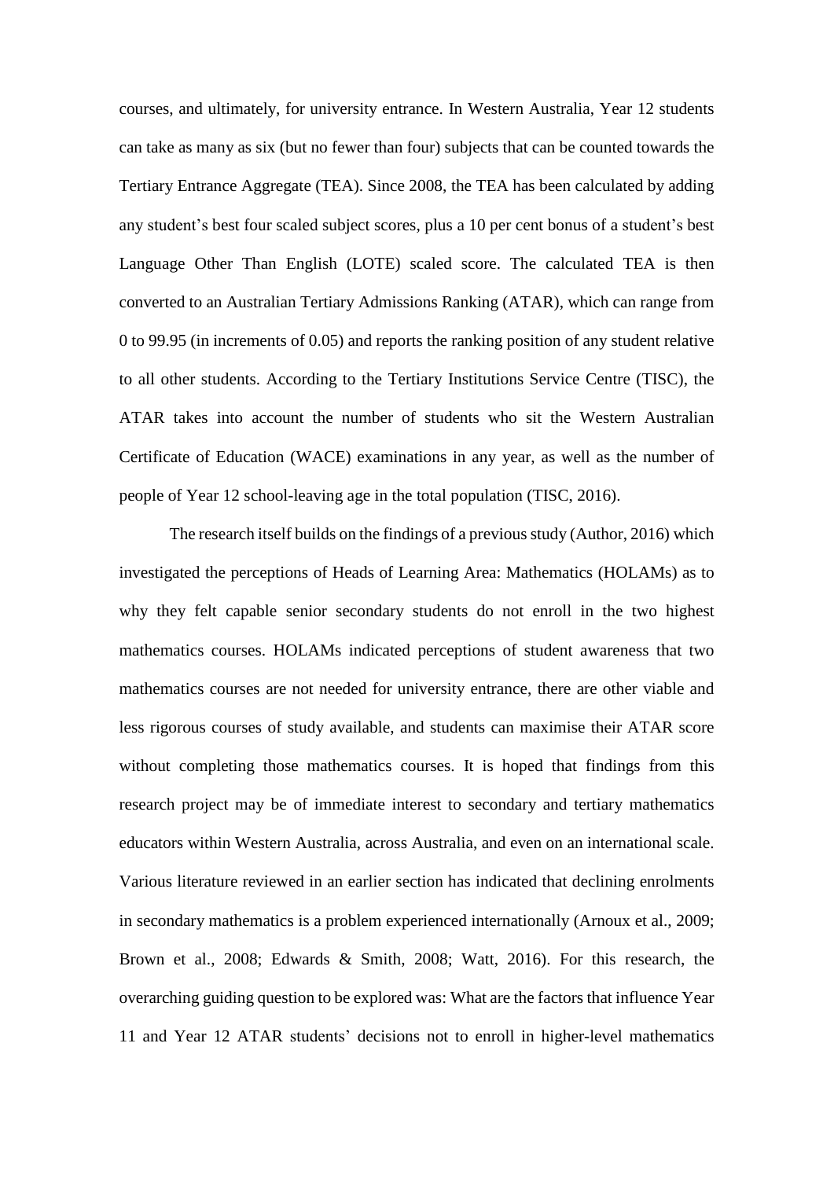courses, and ultimately, for university entrance. In Western Australia, Year 12 students can take as many as six (but no fewer than four) subjects that can be counted towards the Tertiary Entrance Aggregate (TEA). Since 2008, the TEA has been calculated by adding any student's best four scaled subject scores, plus a 10 per cent bonus of a student's best Language Other Than English (LOTE) scaled score. The calculated TEA is then converted to an Australian Tertiary Admissions Ranking (ATAR), which can range from 0 to 99.95 (in increments of 0.05) and reports the ranking position of any student relative to all other students. According to the Tertiary Institutions Service Centre (TISC), the ATAR takes into account the number of students who sit the Western Australian Certificate of Education (WACE) examinations in any year, as well as the number of people of Year 12 school-leaving age in the total population (TISC, 2016).

The research itself builds on the findings of a previous study (Author, 2016) which investigated the perceptions of Heads of Learning Area: Mathematics (HOLAMs) as to why they felt capable senior secondary students do not enroll in the two highest mathematics courses. HOLAMs indicated perceptions of student awareness that two mathematics courses are not needed for university entrance, there are other viable and less rigorous courses of study available, and students can maximise their ATAR score without completing those mathematics courses. It is hoped that findings from this research project may be of immediate interest to secondary and tertiary mathematics educators within Western Australia, across Australia, and even on an international scale. Various literature reviewed in an earlier section has indicated that declining enrolments in secondary mathematics is a problem experienced internationally (Arnoux et al., 2009; Brown et al., 2008; Edwards & Smith, 2008; Watt, 2016). For this research, the overarching guiding question to be explored was: What are the factors that influence Year 11 and Year 12 ATAR students' decisions not to enroll in higher-level mathematics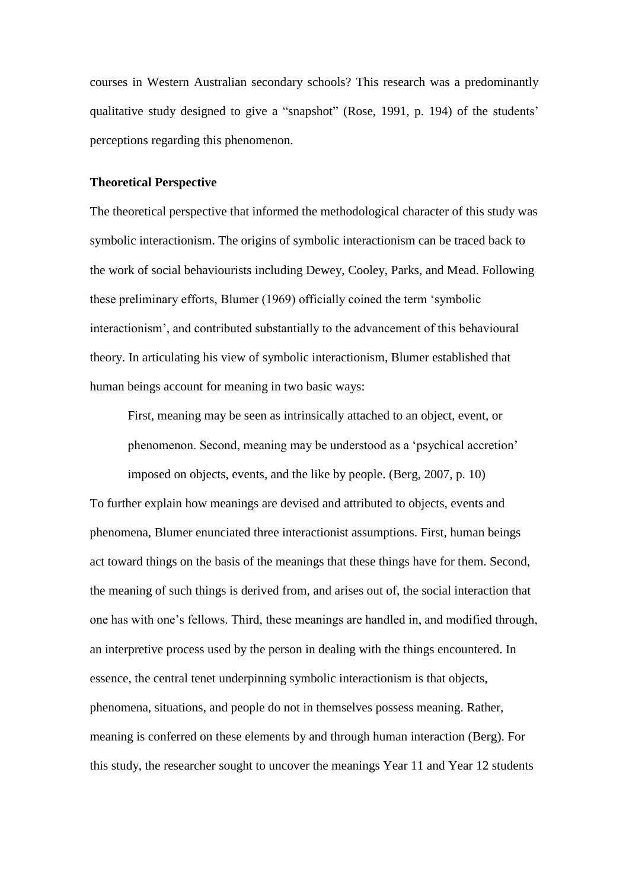courses in Western Australian secondary schools? This research was a predominantly qualitative study designed to give a "snapshot" (Rose, 1991, p. 194) of the students' perceptions regarding this phenomenon.

### Theoretical Perspective

The theoretical perspective that informed the methodological character of this study was symbolic interactionism. The origins of symbolic interactionism can be traced back to the work of social behaviourists including Dewey, Cooley, Parks, and Mead. Following these preliminary efforts, Blumer (1969) officially coined the term 'symbolic interactionism', and contributed substantially to the advancement of this behavioural theory. In articulating his view of symbolic interactionism, Blumer established that human beings account for meaning in two basic ways:

> First, meaning may be seen as intrinsically attached to an object, event, or phenomenon. Second, meaning may be understood as a 'psychical accretion' imposed on objects, events, and the like by people. (Berg, 2007, p. 10)

To further explain how meanings are devised and attributed to objects, events and phenomena, Blumer enunciated three interactionist assumptions. First, human beings act toward things on the basis of the meanings that these things have for them. Second, the meaning of such things is derived from, and arises out of, the social interaction that one has with one's fellows. Third, these meanings are handled in, and modified through, an interpretive process used by the person in dealing with the things encountered. In essence, the central tenet underpinning symbolic interactionism is that objects, phenomena, situations, and people do not in themselves possess meaning. Rather, meaning is conferred on these elements by and through human interaction (Berg). For this study, the researcher sought to uncover the meanings Year 11 and Year 12 students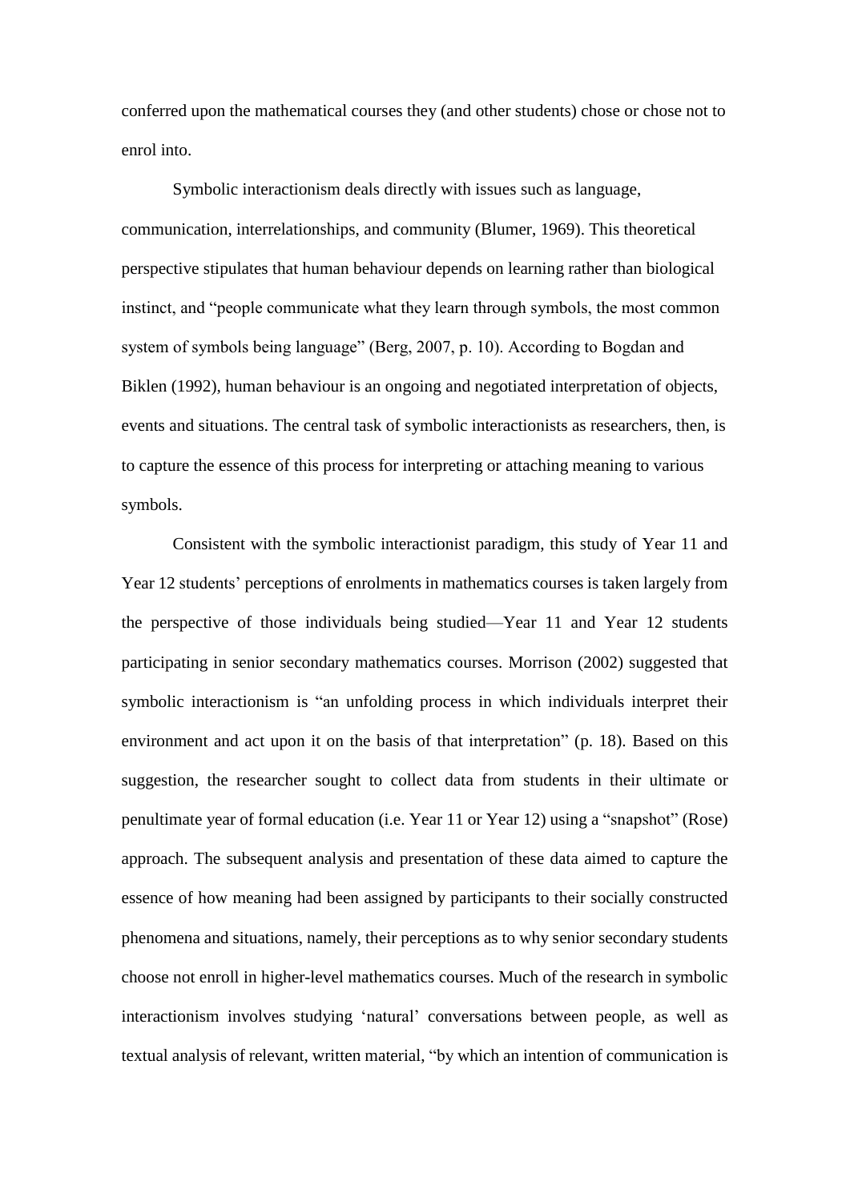conferred upon the mathematical courses they (and other students) chose or chose not to enrol into.

Symbolic interactionism deals directly with issues such as language, communication, interrelationships, and community (Blumer, 1969). This theoretical perspective stipulates that human behaviour depends on learning rather than biological instinct, and "people communicate what they learn through symbols, the most common system of symbols being language" (Berg, 2007, p. 10). According to Bogdan and Biklen (1992), human behaviour is an ongoing and negotiated interpretation of objects, events and situations. The central task of symbolic interactionists as researchers, then, is to capture the essence of this process for interpreting or attaching meaning to various symbols.

Consistent with the symbolic interactionist paradigm, this study of Year 11 and Year 12 students' perceptions of enrolments in mathematics courses is taken largely from the perspective of those individuals being studied—Year 11 and Year 12 students participating in senior secondary mathematics courses. Morrison (2002) suggested that symbolic interactionism is "an unfolding process in which individuals interpret their environment and act upon it on the basis of that interpretation" (p. 18). Based on this suggestion, the researcher sought to collect data from students in their ultimate or penultimate year of formal education (i.e. Year 11 or Year 12) using a "snapshot" (Rose) approach. The subsequent analysis and presentation of these data aimed to capture the essence of how meaning had been assigned by participants to their socially constructed phenomena and situations, namely, their perceptions as to why senior secondary students choose not enroll in higher-level mathematics courses. Much of the research in symbolic interactionism involves studying 'natural' conversations between people, as well as textual analysis of relevant, written material, "by which an intention of communication is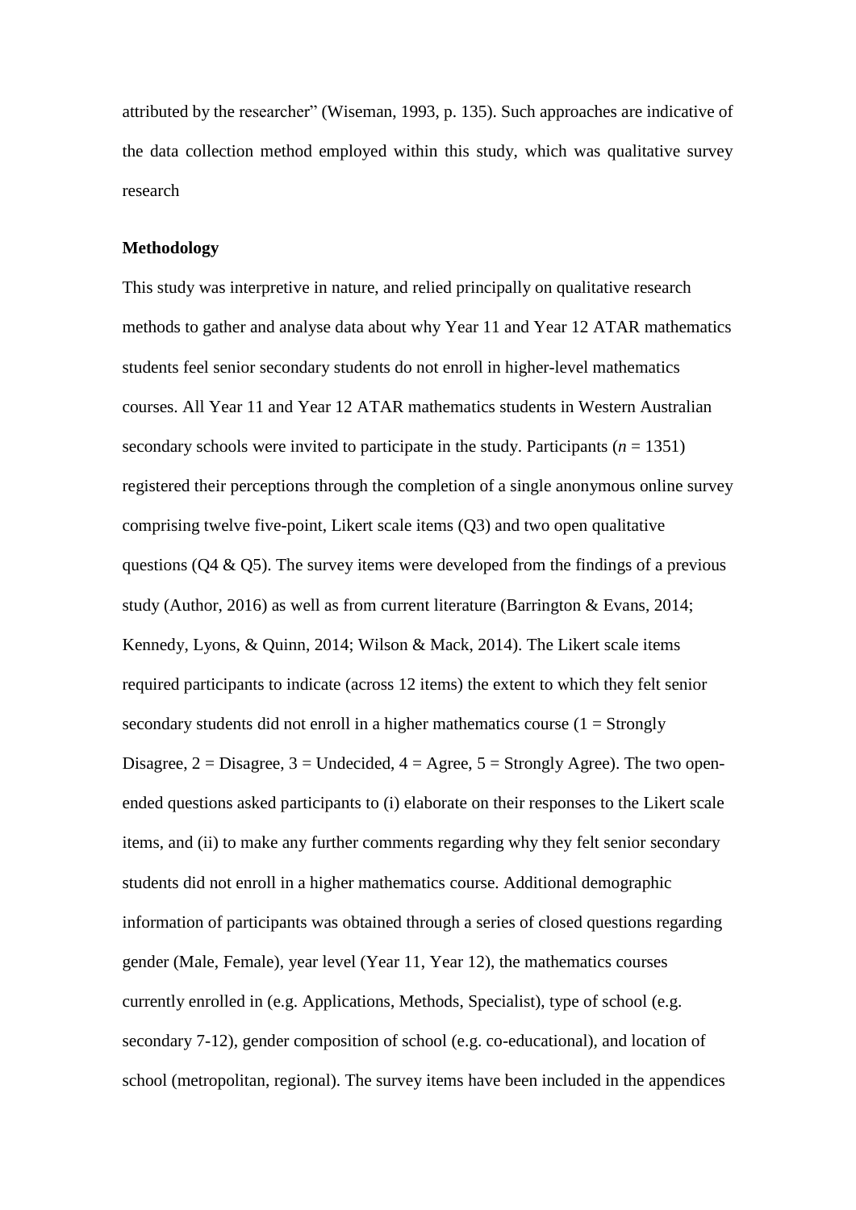attributed by the researcher" (Wiseman, 1993, p. 135). Such approaches are indicative of the data collection method employed within this study, which was qualitative survey research

**Methodology**

This study was interpretive in nature, and relied principally on qualitative research methods to gather and analyse data about why Year 11 and Year 12 ATAR mathematics students feel senior secondary students do not enroll in higher-level mathematics courses. All Year 11 and Year 12 ATAR mathematics students in Western Australian secondary schools were invited to participate in the study. Participants ($n$ = 1351) registered their perceptions through the completion of a single anonymous online survey comprising twelve five-point, Likert scale items (Q3) and two open qualitative questions (Q4 & Q5). The survey items were developed from the findings of a previous study (Author, 2016) as well as from current literature (Barrington & Evans, 2014; Kennedy, Lyons, & Quinn, 2014; Wilson & Mack, 2014). The Likert scale items required participants to indicate (across 12 items) the extent to which they felt senior secondary students did not enroll in a higher mathematics course (1 = Strongly Disagree, 2 = Disagree, 3 = Undecided, 4 = Agree, 5 = Strongly Agree). The two open-ended questions asked participants to (i) elaborate on their responses to the Likert scale items, and (ii) to make any further comments regarding why they felt senior secondary students did not enroll in a higher mathematics course. Additional demographic information of participants was obtained through a series of closed questions regarding gender (Male, Female), year level (Year 11, Year 12), the mathematics courses currently enrolled in (e.g. Applications, Methods, Specialist), type of school (e.g. secondary 7-12), gender composition of school (e.g. co-educational), and location of school (metropolitan, regional). The survey items have been included in the appendices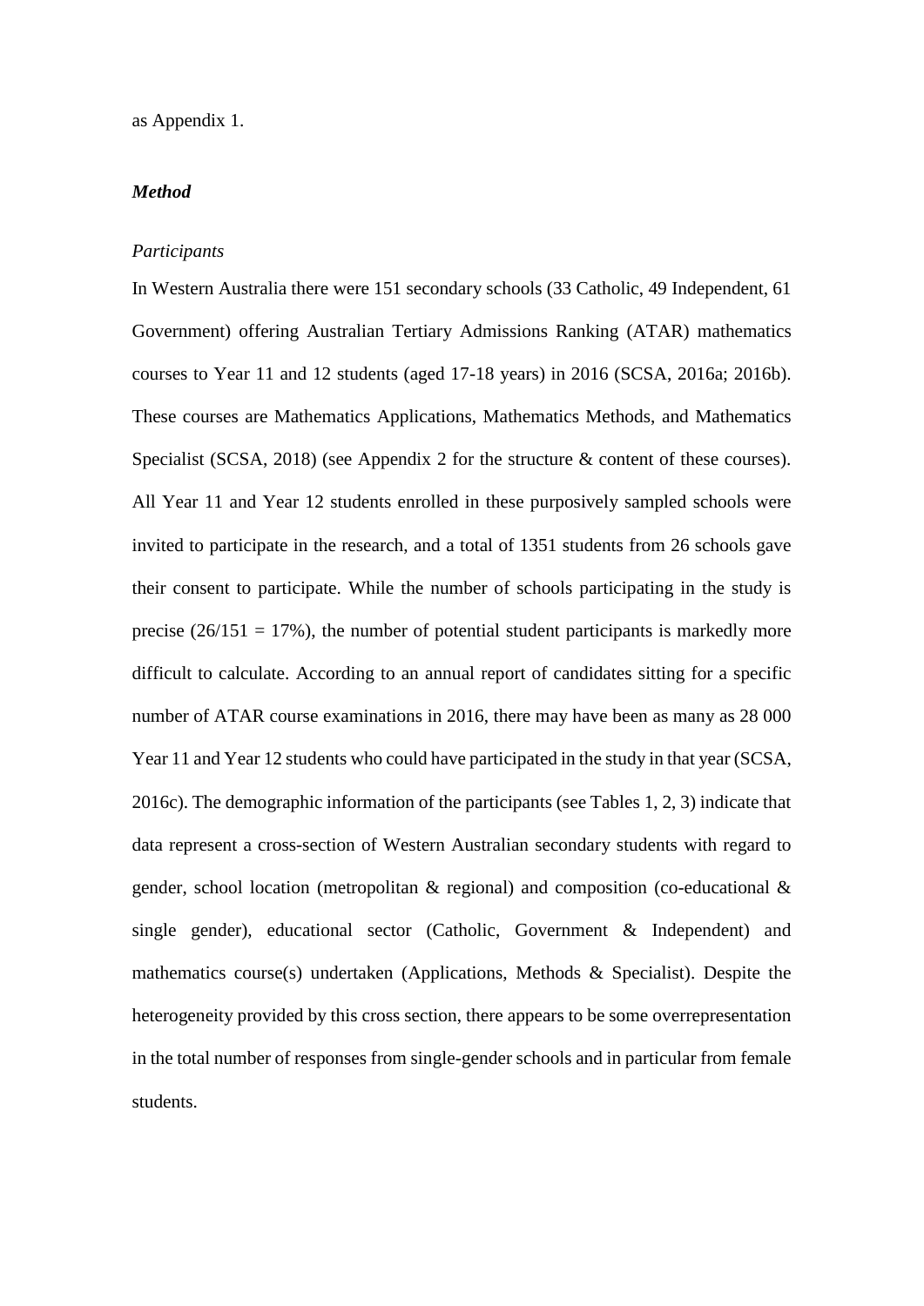as Appendix 1.

### ***Method***

#### *Participants*

In Western Australia there were 151 secondary schools (33 Catholic, 49 Independent, 61 Government) offering Australian Tertiary Admissions Ranking (ATAR) mathematics courses to Year 11 and 12 students (aged 17-18 years) in 2016 (SCSA, 2016a; 2016b). These courses are Mathematics Applications, Mathematics Methods, and Mathematics Specialist (SCSA, 2018) (see Appendix 2 for the structure & content of these courses). All Year 11 and Year 12 students enrolled in these purposively sampled schools were invited to participate in the research, and a total of 1351 students from 26 schools gave their consent to participate. While the number of schools participating in the study is precise (26/151 = 17%), the number of potential student participants is markedly more difficult to calculate. According to an annual report of candidates sitting for a specific number of ATAR course examinations in 2016, there may have been as many as 28 000 Year 11 and Year 12 students who could have participated in the study in that year (SCSA, 2016c). The demographic information of the participants (see Tables 1, 2, 3) indicate that data represent a cross-section of Western Australian secondary students with regard to gender, school location (metropolitan & regional) and composition (co-educational & single gender), educational sector (Catholic, Government & Independent) and mathematics course(s) undertaken (Applications, Methods & Specialist). Despite the heterogeneity provided by this cross section, there appears to be some overrepresentation in the total number of responses from single-gender schools and in particular from female students.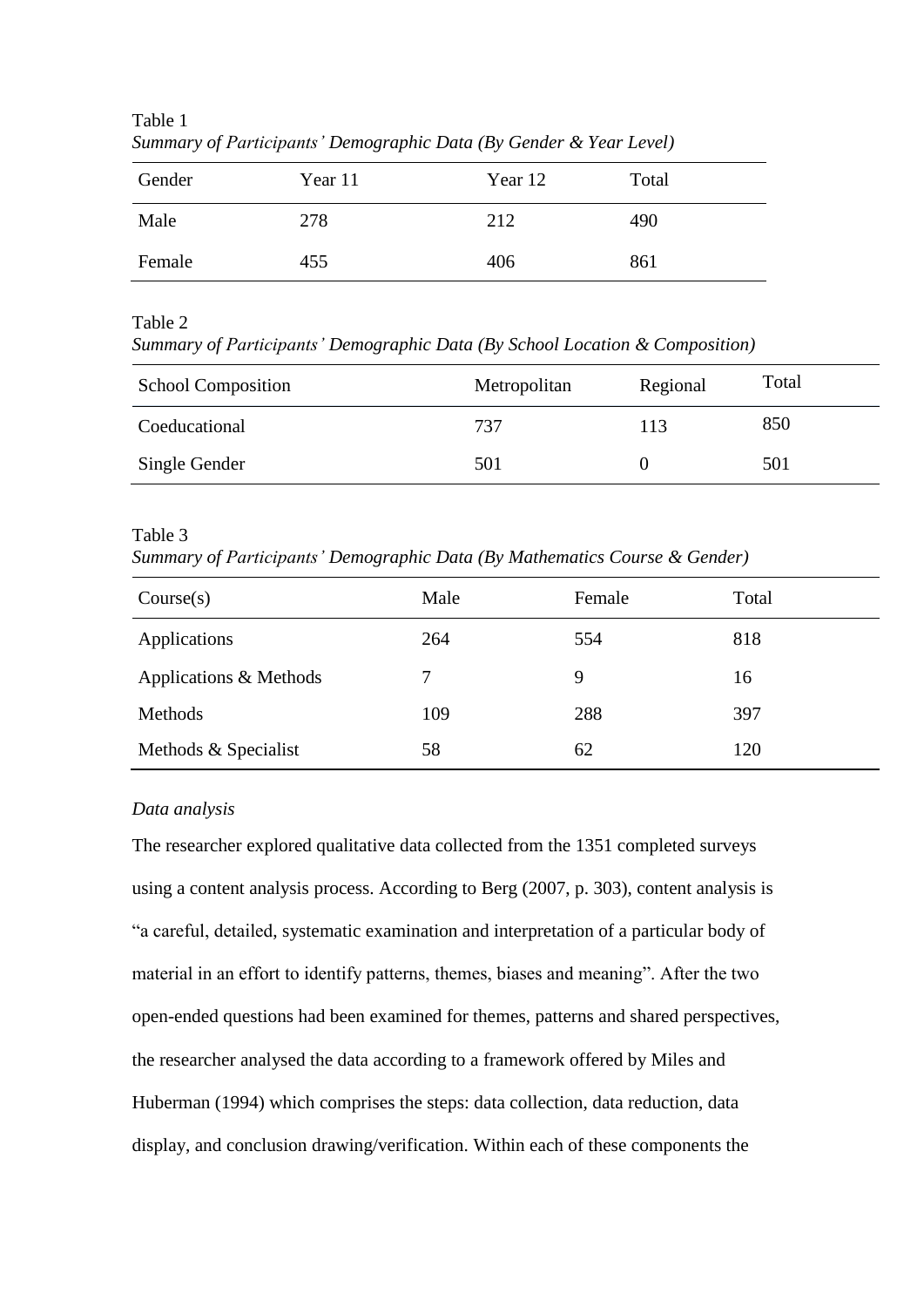Table 1
*Summary of Participants' Demographic Data (By Gender & Year Level)*

| Gender | Year 11 | Year 12 | Total |
| --- | --- | --- | --- |
| Male | 278 | 212 | 490 |
| Female | 455 | 406 | 861 |

Table 2
*Summary of Participants' Demographic Data (By School Location & Composition)*

| School Composition | Metropolitan | Regional | Total |
| --- | --- | --- | --- |
| Coeducational | 737 | 113 | 850 |
| Single Gender | 501 | 0 | 501 |

Table 3
*Summary of Participants' Demographic Data (By Mathematics Course & Gender)*

| Course(s) | Male | Female | Total |
| --- | --- | --- | --- |
| Applications | 264 | 554 | 818 |
| Applications & Methods | 7 | 9 | 16 |
| Methods | 109 | 288 | 397 |
| Methods & Specialist | 58 | 62 | 120 |

*Data analysis*

The researcher explored qualitative data collected from the 1351 completed surveys using a content analysis process. According to Berg (2007, p. 303), content analysis is "a careful, detailed, systematic examination and interpretation of a particular body of material in an effort to identify patterns, themes, biases and meaning". After the two open-ended questions had been examined for themes, patterns and shared perspectives, the researcher analysed the data according to a framework offered by Miles and Huberman (1994) which comprises the steps: data collection, data reduction, data display, and conclusion drawing/verification. Within each of these components the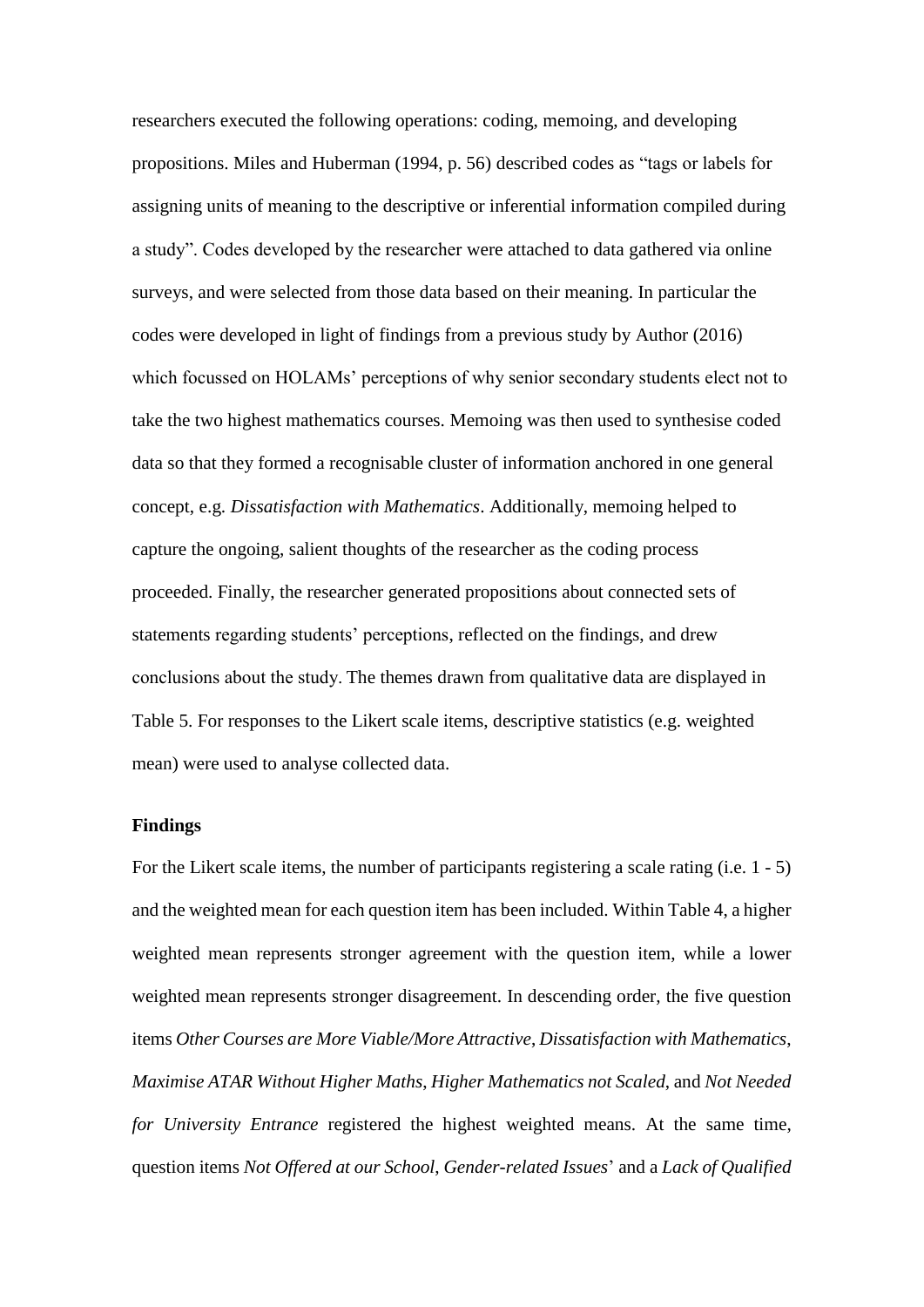researchers executed the following operations: coding, memoing, and developing propositions. Miles and Huberman (1994, p. 56) described codes as “tags or labels for assigning units of meaning to the descriptive or inferential information compiled during a study”. Codes developed by the researcher were attached to data gathered via online surveys, and were selected from those data based on their meaning. In particular the codes were developed in light of findings from a previous study by Author (2016) which focussed on HOLAMs’ perceptions of why senior secondary students elect not to take the two highest mathematics courses. Memoing was then used to synthesise coded data so that they formed a recognisable cluster of information anchored in one general concept, e.g. *Dissatisfaction with Mathematics*. Additionally, memoing helped to capture the ongoing, salient thoughts of the researcher as the coding process proceeded. Finally, the researcher generated propositions about connected sets of statements regarding students’ perceptions, reflected on the findings, and drew conclusions about the study. The themes drawn from qualitative data are displayed in Table 5. For responses to the Likert scale items, descriptive statistics (e.g. weighted mean) were used to analyse collected data.

**Findings**

For the Likert scale items, the number of participants registering a scale rating (i.e. 1 - 5) and the weighted mean for each question item has been included. Within Table 4, a higher weighted mean represents stronger agreement with the question item, while a lower weighted mean represents stronger disagreement. In descending order, the five question items *Other Courses are More Viable/More Attractive*, *Dissatisfaction with Mathematics*, *Maximise ATAR Without Higher Maths*, *Higher Mathematics not Scaled*, and *Not Needed for University Entrance* registered the highest weighted means. At the same time, question items *Not Offered at our School*, *Gender-related Issues*’ and a *Lack of Qualified*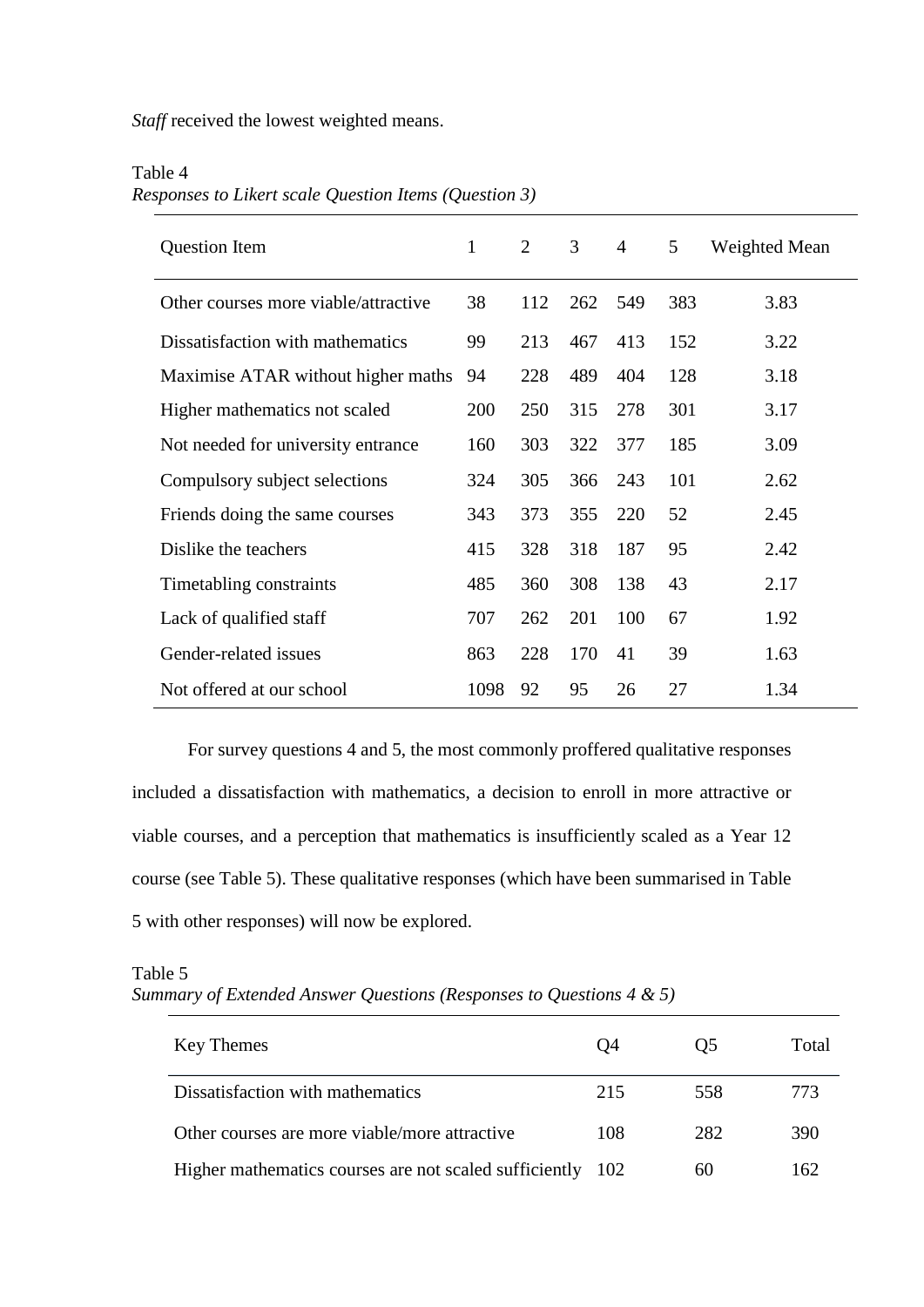*Staff* received the lowest weighted means.

Table 4
*Responses to Likert scale Question Items (Question 3)*

| Question Item | 1 | 2 | 3 | 4 | 5 | Weighted Mean |
|---|---|---|---|---|---|---|
| Other courses more viable/attractive | 38 | 112 | 262 | 549 | 383 | 3.83 |
| Dissatisfaction with mathematics | 99 | 213 | 467 | 413 | 152 | 3.22 |
| Maximise ATAR without higher maths | 94 | 228 | 489 | 404 | 128 | 3.18 |
| Higher mathematics not scaled | 200 | 250 | 315 | 278 | 301 | 3.17 |
| Not needed for university entrance | 160 | 303 | 322 | 377 | 185 | 3.09 |
| Compulsory subject selections | 324 | 305 | 366 | 243 | 101 | 2.62 |
| Friends doing the same courses | 343 | 373 | 355 | 220 | 52 | 2.45 |
| Dislike the teachers | 415 | 328 | 318 | 187 | 95 | 2.42 |
| Timetabling constraints | 485 | 360 | 308 | 138 | 43 | 2.17 |
| Lack of qualified staff | 707 | 262 | 201 | 100 | 67 | 1.92 |
| Gender-related issues | 863 | 228 | 170 | 41 | 39 | 1.63 |
| Not offered at our school | 1098 | 92 | 95 | 26 | 27 | 1.34 |

For survey questions 4 and 5, the most commonly proffered qualitative responses included a dissatisfaction with mathematics, a decision to enroll in more attractive or viable courses, and a perception that mathematics is insufficiently scaled as a Year 12 course (see Table 5). These qualitative responses (which have been summarised in Table 5 with other responses) will now be explored.

Table 5
*Summary of Extended Answer Questions (Responses to Questions 4 & 5)*

| Key Themes | Q4 | Q5 | Total |
|---|---|---|---|
| Dissatisfaction with mathematics | 215 | 558 | 773 |
| Other courses are more viable/more attractive | 108 | 282 | 390 |
| Higher mathematics courses are not scaled sufficiently | 102 | 60 | 162 |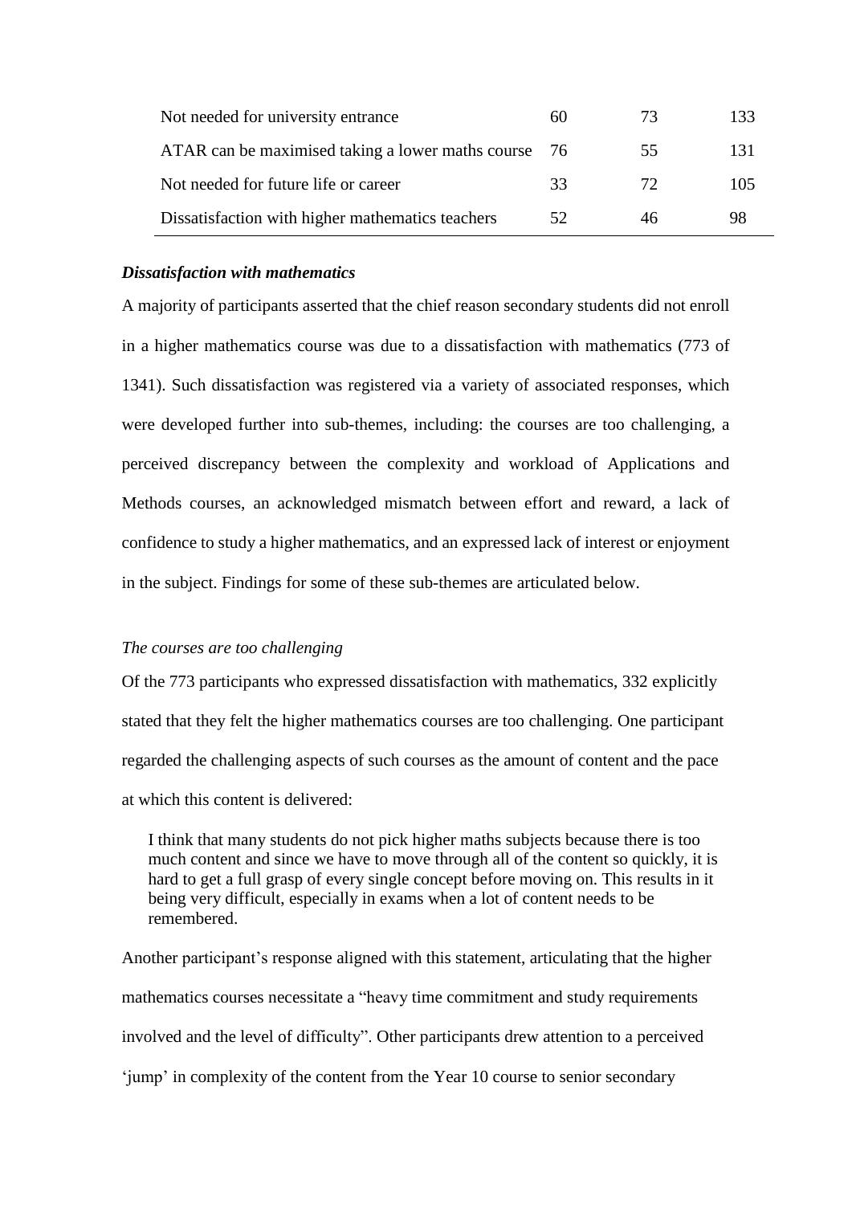| | | | |
|---|---|---|---|
| Not needed for university entrance | 60 | 73 | 133 |
| ATAR can be maximised taking a lower maths course | 76 | 55 | 131 |
| Not needed for future life or career | 33 | 72 | 105 |
| Dissatisfaction with higher mathematics teachers | 52 | 46 | 98 |

***Dissatisfaction with mathematics***

A majority of participants asserted that the chief reason secondary students did not enroll in a higher mathematics course was due to a dissatisfaction with mathematics (773 of 1341). Such dissatisfaction was registered via a variety of associated responses, which were developed further into sub-themes, including: the courses are too challenging, a perceived discrepancy between the complexity and workload of Applications and Methods courses, an acknowledged mismatch between effort and reward, a lack of confidence to study a higher mathematics, and an expressed lack of interest or enjoyment in the subject. Findings for some of these sub-themes are articulated below.

*The courses are too challenging*

Of the 773 participants who expressed dissatisfaction with mathematics, 332 explicitly stated that they felt the higher mathematics courses are too challenging. One participant regarded the challenging aspects of such courses as the amount of content and the pace at which this content is delivered:

> I think that many students do not pick higher maths subjects because there is too much content and since we have to move through all of the content so quickly, it is hard to get a full grasp of every single concept before moving on. This results in it being very difficult, especially in exams when a lot of content needs to be remembered.

Another participant's response aligned with this statement, articulating that the higher mathematics courses necessitate a "heavy time commitment and study requirements involved and the level of difficulty". Other participants drew attention to a perceived 'jump' in complexity of the content from the Year 10 course to senior secondary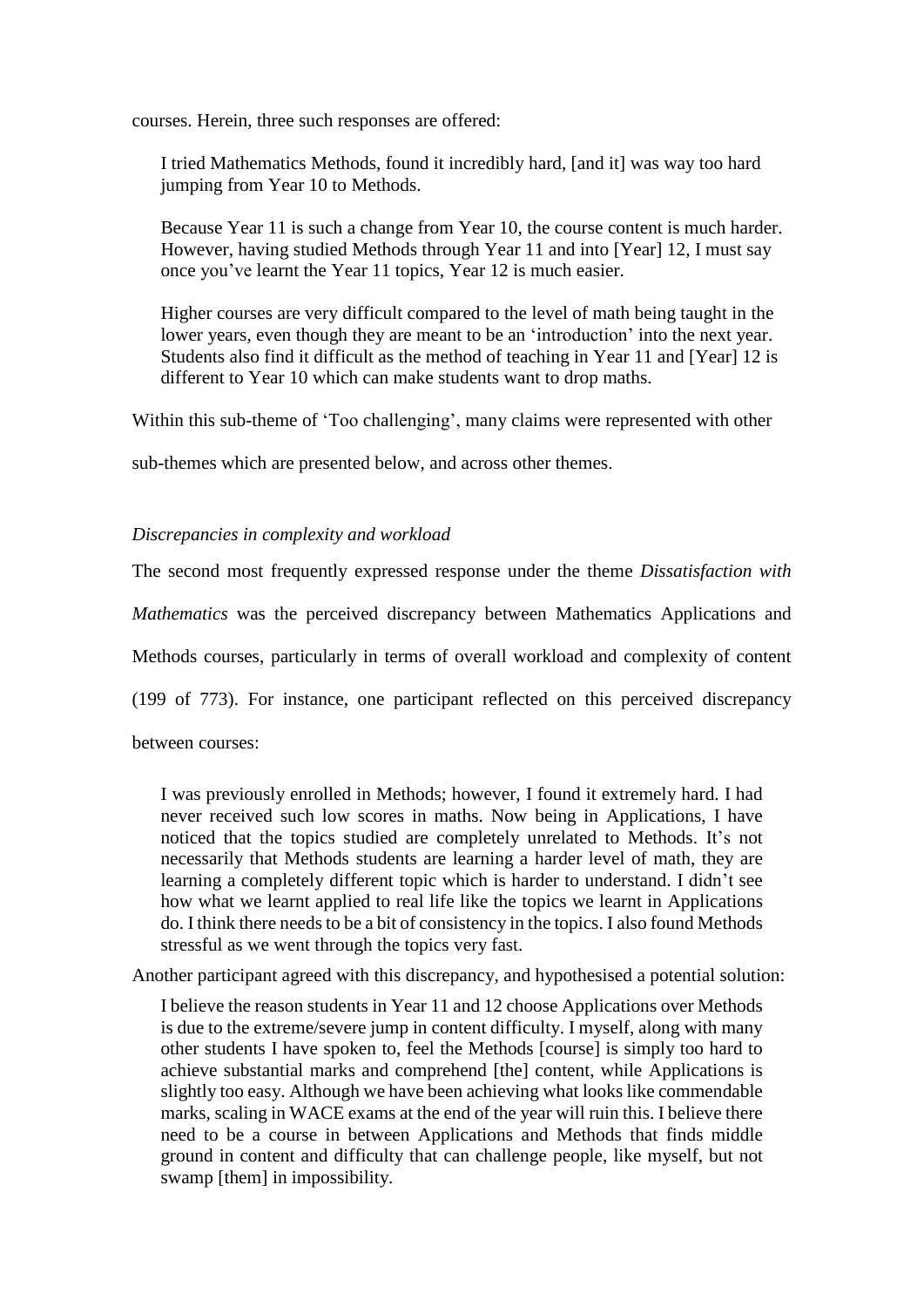courses. Herein, three such responses are offered:

> I tried Mathematics Methods, found it incredibly hard, [and it] was way too hard jumping from Year 10 to Methods.
>
> Because Year 11 is such a change from Year 10, the course content is much harder. However, having studied Methods through Year 11 and into [Year] 12, I must say once you've learnt the Year 11 topics, Year 12 is much easier.
>
> Higher courses are very difficult compared to the level of math being taught in the lower years, even though they are meant to be an 'introduction' into the next year. Students also find it difficult as the method of teaching in Year 11 and [Year] 12 is different to Year 10 which can make students want to drop maths.

Within this sub-theme of 'Too challenging', many claims were represented with other sub-themes which are presented below, and across other themes.

*Discrepancies in complexity and workload*

The second most frequently expressed response under the theme *Dissatisfaction with Mathematics* was the perceived discrepancy between Mathematics Applications and Methods courses, particularly in terms of overall workload and complexity of content (199 of 773). For instance, one participant reflected on this perceived discrepancy between courses:

> I was previously enrolled in Methods; however, I found it extremely hard. I had never received such low scores in maths. Now being in Applications, I have noticed that the topics studied are completely unrelated to Methods. It's not necessarily that Methods students are learning a harder level of math, they are learning a completely different topic which is harder to understand. I didn't see how what we learnt applied to real life like the topics we learnt in Applications do. I think there needs to be a bit of consistency in the topics. I also found Methods stressful as we went through the topics very fast.

Another participant agreed with this discrepancy, and hypothesised a potential solution:

> I believe the reason students in Year 11 and 12 choose Applications over Methods is due to the extreme/severe jump in content difficulty. I myself, along with many other students I have spoken to, feel the Methods [course] is simply too hard to achieve substantial marks and comprehend [the] content, while Applications is slightly too easy. Although we have been achieving what looks like commendable marks, scaling in WACE exams at the end of the year will ruin this. I believe there need to be a course in between Applications and Methods that finds middle ground in content and difficulty that can challenge people, like myself, but not swamp [them] in impossibility.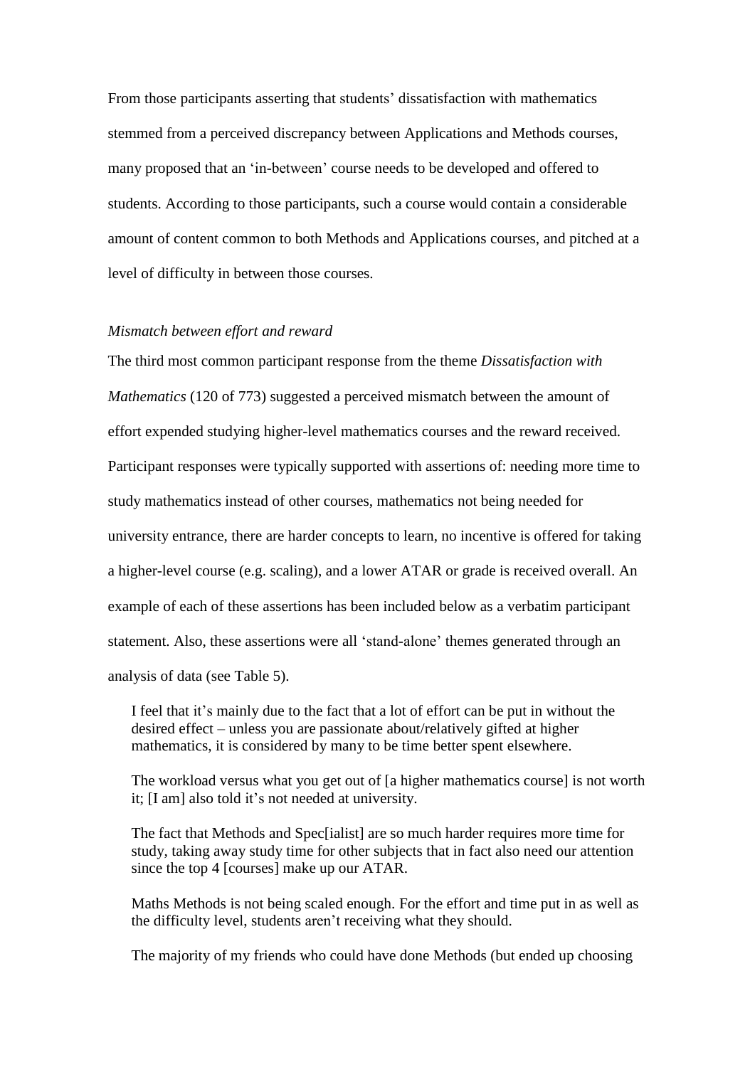From those participants asserting that students' dissatisfaction with mathematics stemmed from a perceived discrepancy between Applications and Methods courses, many proposed that an 'in-between' course needs to be developed and offered to students. According to those participants, such a course would contain a considerable amount of content common to both Methods and Applications courses, and pitched at a level of difficulty in between those courses.

*Mismatch between effort and reward*

The third most common participant response from the theme *Dissatisfaction with Mathematics* (120 of 773) suggested a perceived mismatch between the amount of effort expended studying higher-level mathematics courses and the reward received. Participant responses were typically supported with assertions of: needing more time to study mathematics instead of other courses, mathematics not being needed for university entrance, there are harder concepts to learn, no incentive is offered for taking a higher-level course (e.g. scaling), and a lower ATAR or grade is received overall. An example of each of these assertions has been included below as a verbatim participant statement. Also, these assertions were all 'stand-alone' themes generated through an analysis of data (see Table 5).

> I feel that it's mainly due to the fact that a lot of effort can be put in without the desired effect – unless you are passionate about/relatively gifted at higher mathematics, it is considered by many to be time better spent elsewhere.

> The workload versus what you get out of [a higher mathematics course] is not worth it; [I am] also told it's not needed at university.

> The fact that Methods and Spec[ialist] are so much harder requires more time for study, taking away study time for other subjects that in fact also need our attention since the top 4 [courses] make up our ATAR.

> Maths Methods is not being scaled enough. For the effort and time put in as well as the difficulty level, students aren't receiving what they should.

> The majority of my friends who could have done Methods (but ended up choosing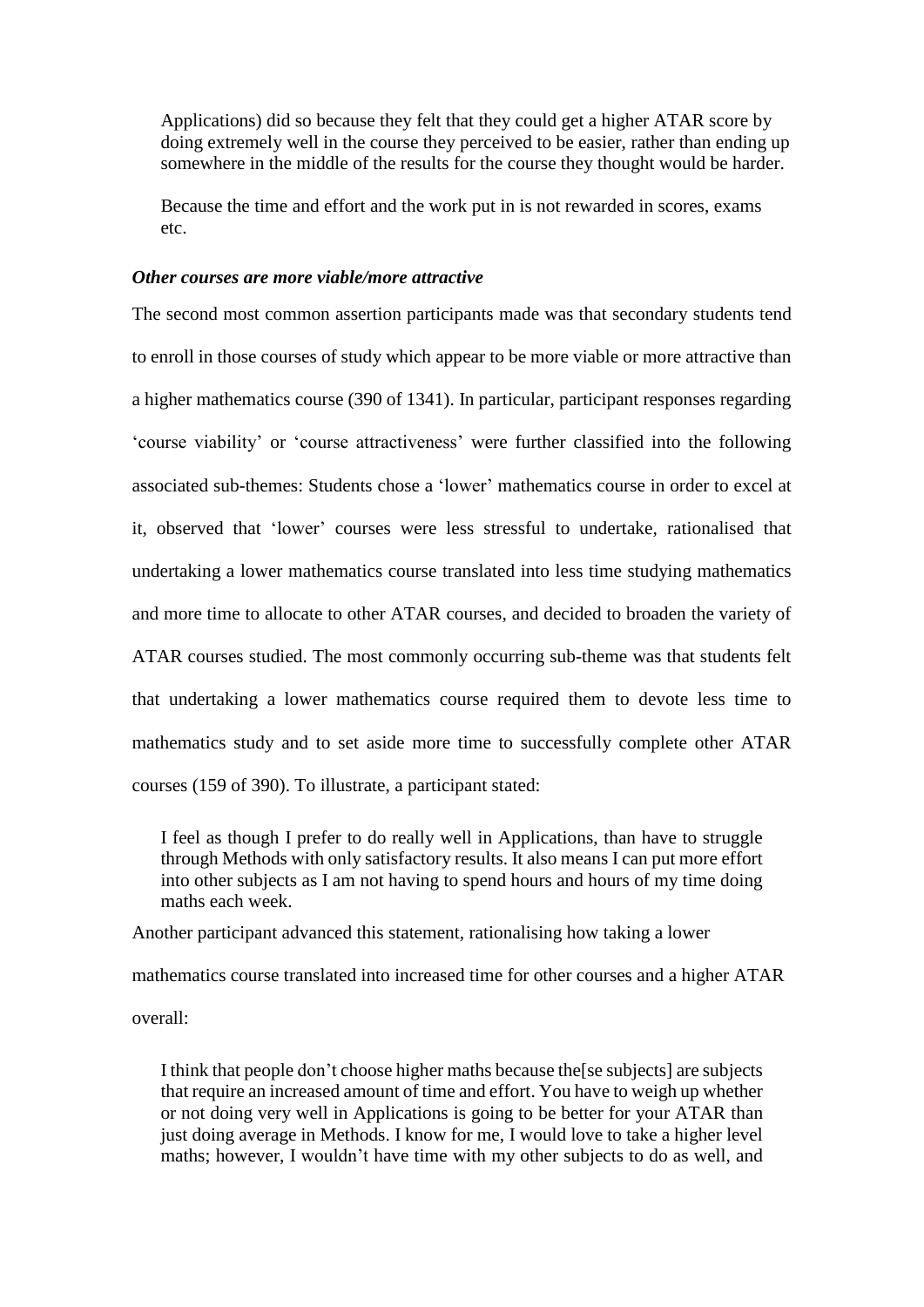Applications) did so because they felt that they could get a higher ATAR score by doing extremely well in the course they perceived to be easier, rather than ending up somewhere in the middle of the results for the course they thought would be harder.

> Because the time and effort and the work put in is not rewarded in scores, exams etc.

### *Other courses are more viable/more attractive*

The second most common assertion participants made was that secondary students tend to enroll in those courses of study which appear to be more viable or more attractive than a higher mathematics course (390 of 1341). In particular, participant responses regarding 'course viability' or 'course attractiveness' were further classified into the following associated sub-themes: Students chose a 'lower' mathematics course in order to excel at it, observed that 'lower' courses were less stressful to undertake, rationalised that undertaking a lower mathematics course translated into less time studying mathematics and more time to allocate to other ATAR courses, and decided to broaden the variety of ATAR courses studied. The most commonly occurring sub-theme was that students felt that undertaking a lower mathematics course required them to devote less time to mathematics study and to set aside more time to successfully complete other ATAR courses (159 of 390). To illustrate, a participant stated:

> I feel as though I prefer to do really well in Applications, than have to struggle through Methods with only satisfactory results. It also means I can put more effort into other subjects as I am not having to spend hours and hours of my time doing maths each week.

Another participant advanced this statement, rationalising how taking a lower mathematics course translated into increased time for other courses and a higher ATAR overall:

> I think that people don't choose higher maths because the[se subjects] are subjects that require an increased amount of time and effort. You have to weigh up whether or not doing very well in Applications is going to be better for your ATAR than just doing average in Methods. I know for me, I would love to take a higher level maths; however, I wouldn't have time with my other subjects to do as well, and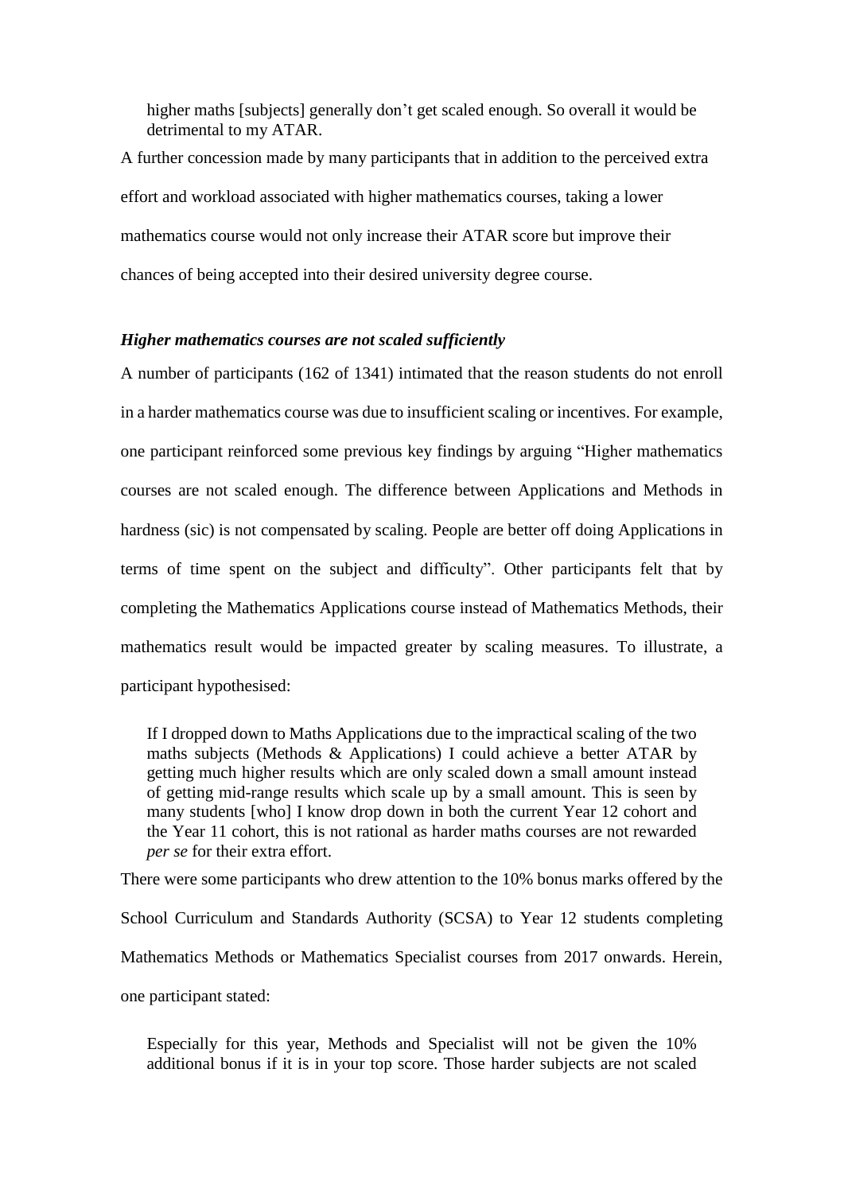> higher maths [subjects] generally don't get scaled enough. So overall it would be detrimental to my ATAR.

A further concession made by many participants that in addition to the perceived extra effort and workload associated with higher mathematics courses, taking a lower mathematics course would not only increase their ATAR score but improve their chances of being accepted into their desired university degree course.

### *Higher mathematics courses are not scaled sufficiently*

A number of participants (162 of 1341) intimated that the reason students do not enroll in a harder mathematics course was due to insufficient scaling or incentives. For example, one participant reinforced some previous key findings by arguing "Higher mathematics courses are not scaled enough. The difference between Applications and Methods in hardness (sic) is not compensated by scaling. People are better off doing Applications in terms of time spent on the subject and difficulty". Other participants felt that by completing the Mathematics Applications course instead of Mathematics Methods, their mathematics result would be impacted greater by scaling measures. To illustrate, a participant hypothesised:

> If I dropped down to Maths Applications due to the impractical scaling of the two maths subjects (Methods & Applications) I could achieve a better ATAR by getting much higher results which are only scaled down a small amount instead of getting mid-range results which scale up by a small amount. This is seen by many students [who] I know drop down in both the current Year 12 cohort and the Year 11 cohort, this is not rational as harder maths courses are not rewarded *per se* for their extra effort.

There were some participants who drew attention to the 10% bonus marks offered by the School Curriculum and Standards Authority (SCSA) to Year 12 students completing Mathematics Methods or Mathematics Specialist courses from 2017 onwards. Herein, one participant stated:

> Especially for this year, Methods and Specialist will not be given the 10% additional bonus if it is in your top score. Those harder subjects are not scaled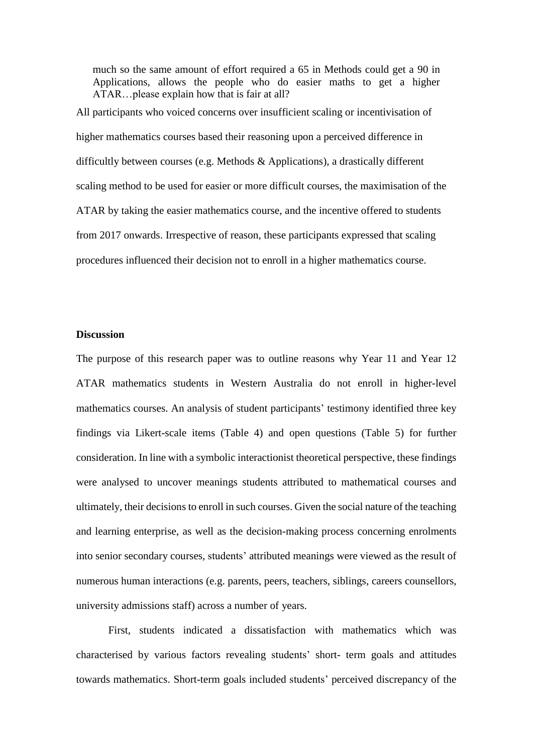> much so the same amount of effort required a 65 in Methods could get a 90 in Applications, allows the people who do easier maths to get a higher ATAR…please explain how that is fair at all?

All participants who voiced concerns over insufficient scaling or incentivisation of higher mathematics courses based their reasoning upon a perceived difference in difficultly between courses (e.g. Methods & Applications), a drastically different scaling method to be used for easier or more difficult courses, the maximisation of the ATAR by taking the easier mathematics course, and the incentive offered to students from 2017 onwards. Irrespective of reason, these participants expressed that scaling procedures influenced their decision not to enroll in a higher mathematics course.

**Discussion**

The purpose of this research paper was to outline reasons why Year 11 and Year 12 ATAR mathematics students in Western Australia do not enroll in higher-level mathematics courses. An analysis of student participants' testimony identified three key findings via Likert-scale items (Table 4) and open questions (Table 5) for further consideration. In line with a symbolic interactionist theoretical perspective, these findings were analysed to uncover meanings students attributed to mathematical courses and ultimately, their decisions to enroll in such courses. Given the social nature of the teaching and learning enterprise, as well as the decision-making process concerning enrolments into senior secondary courses, students' attributed meanings were viewed as the result of numerous human interactions (e.g. parents, peers, teachers, siblings, careers counsellors, university admissions staff) across a number of years.

First, students indicated a dissatisfaction with mathematics which was characterised by various factors revealing students' short- term goals and attitudes towards mathematics. Short-term goals included students' perceived discrepancy of the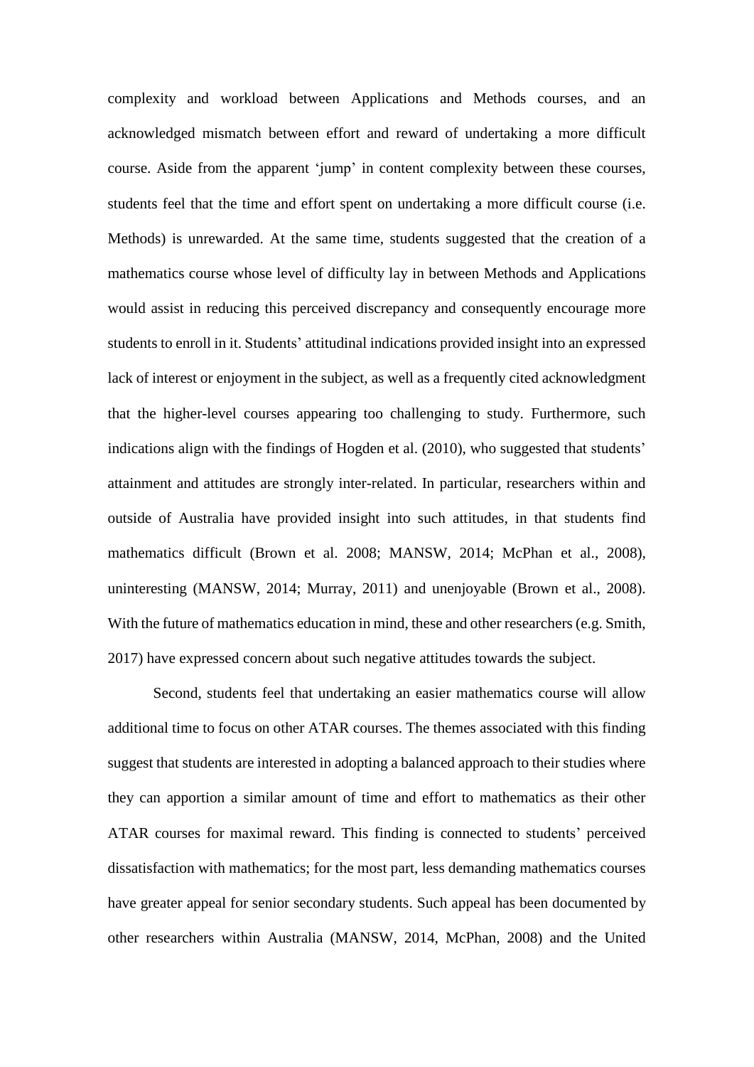complexity and workload between Applications and Methods courses, and an acknowledged mismatch between effort and reward of undertaking a more difficult course. Aside from the apparent 'jump' in content complexity between these courses, students feel that the time and effort spent on undertaking a more difficult course (i.e. Methods) is unrewarded. At the same time, students suggested that the creation of a mathematics course whose level of difficulty lay in between Methods and Applications would assist in reducing this perceived discrepancy and consequently encourage more students to enroll in it. Students' attitudinal indications provided insight into an expressed lack of interest or enjoyment in the subject, as well as a frequently cited acknowledgment that the higher-level courses appearing too challenging to study. Furthermore, such indications align with the findings of Hogden et al. (2010), who suggested that students' attainment and attitudes are strongly inter-related. In particular, researchers within and outside of Australia have provided insight into such attitudes, in that students find mathematics difficult (Brown et al. 2008; MANSW, 2014; McPhan et al., 2008), uninteresting (MANSW, 2014; Murray, 2011) and unenjoyable (Brown et al., 2008). With the future of mathematics education in mind, these and other researchers (e.g. Smith, 2017) have expressed concern about such negative attitudes towards the subject.

Second, students feel that undertaking an easier mathematics course will allow additional time to focus on other ATAR courses. The themes associated with this finding suggest that students are interested in adopting a balanced approach to their studies where they can apportion a similar amount of time and effort to mathematics as their other ATAR courses for maximal reward. This finding is connected to students' perceived dissatisfaction with mathematics; for the most part, less demanding mathematics courses have greater appeal for senior secondary students. Such appeal has been documented by other researchers within Australia (MANSW, 2014, McPhan, 2008) and the United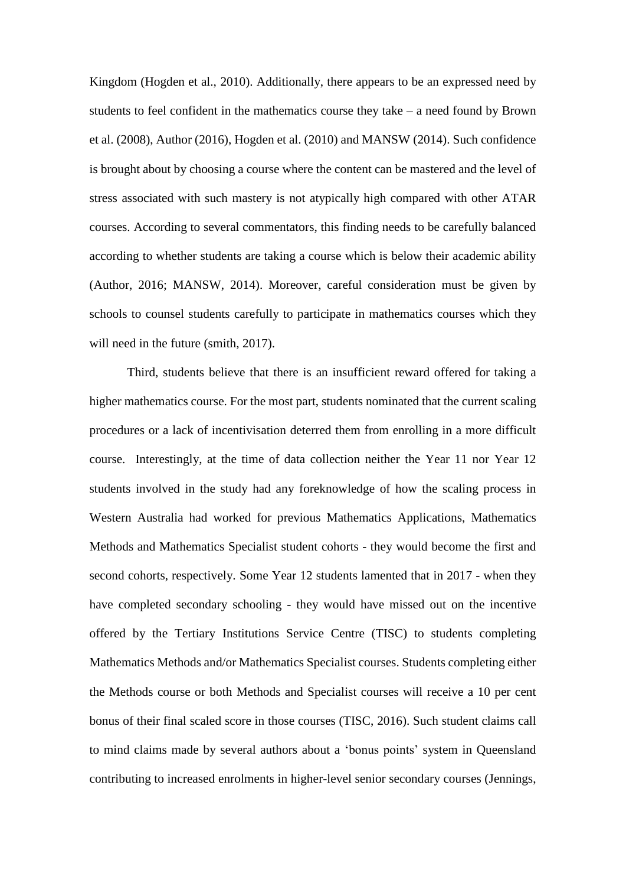Kingdom (Hogden et al., 2010). Additionally, there appears to be an expressed need by students to feel confident in the mathematics course they take – a need found by Brown et al. (2008), Author (2016), Hogden et al. (2010) and MANSW (2014). Such confidence is brought about by choosing a course where the content can be mastered and the level of stress associated with such mastery is not atypically high compared with other ATAR courses. According to several commentators, this finding needs to be carefully balanced according to whether students are taking a course which is below their academic ability (Author, 2016; MANSW, 2014). Moreover, careful consideration must be given by schools to counsel students carefully to participate in mathematics courses which they will need in the future (smith, 2017).

Third, students believe that there is an insufficient reward offered for taking a higher mathematics course. For the most part, students nominated that the current scaling procedures or a lack of incentivisation deterred them from enrolling in a more difficult course. Interestingly, at the time of data collection neither the Year 11 nor Year 12 students involved in the study had any foreknowledge of how the scaling process in Western Australia had worked for previous Mathematics Applications, Mathematics Methods and Mathematics Specialist student cohorts - they would become the first and second cohorts, respectively. Some Year 12 students lamented that in 2017 - when they have completed secondary schooling - they would have missed out on the incentive offered by the Tertiary Institutions Service Centre (TISC) to students completing Mathematics Methods and/or Mathematics Specialist courses. Students completing either the Methods course or both Methods and Specialist courses will receive a 10 per cent bonus of their final scaled score in those courses (TISC, 2016). Such student claims call to mind claims made by several authors about a 'bonus points' system in Queensland contributing to increased enrolments in higher-level senior secondary courses (Jennings,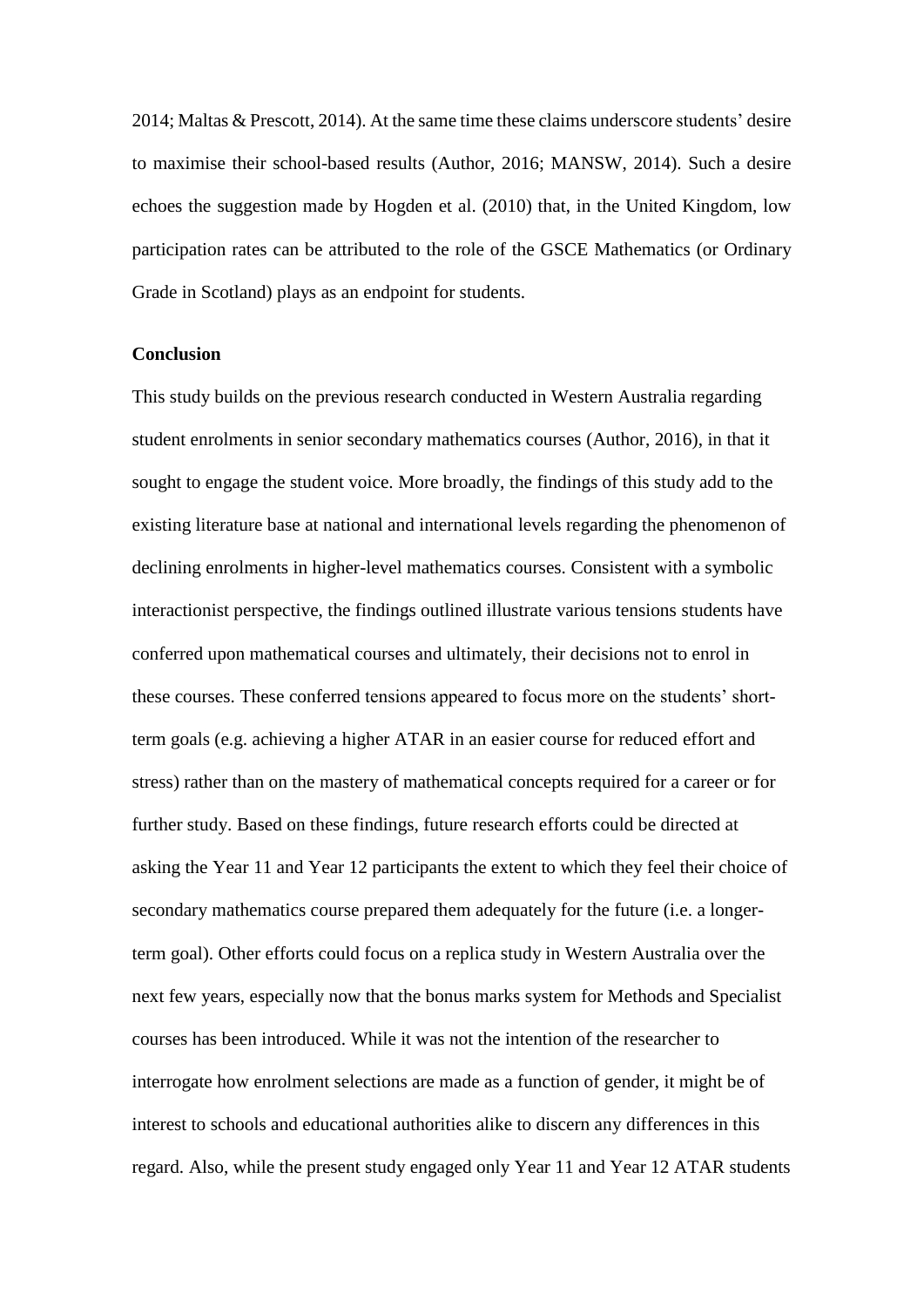2014; Maltas & Prescott, 2014). At the same time these claims underscore students' desire to maximise their school-based results (Author, 2016; MANSW, 2014). Such a desire echoes the suggestion made by Hogden et al. (2010) that, in the United Kingdom, low participation rates can be attributed to the role of the GSCE Mathematics (or Ordinary Grade in Scotland) plays as an endpoint for students.

**Conclusion**

This study builds on the previous research conducted in Western Australia regarding student enrolments in senior secondary mathematics courses (Author, 2016), in that it sought to engage the student voice. More broadly, the findings of this study add to the existing literature base at national and international levels regarding the phenomenon of declining enrolments in higher-level mathematics courses. Consistent with a symbolic interactionist perspective, the findings outlined illustrate various tensions students have conferred upon mathematical courses and ultimately, their decisions not to enrol in these courses. These conferred tensions appeared to focus more on the students' short-term goals (e.g. achieving a higher ATAR in an easier course for reduced effort and stress) rather than on the mastery of mathematical concepts required for a career or for further study. Based on these findings, future research efforts could be directed at asking the Year 11 and Year 12 participants the extent to which they feel their choice of secondary mathematics course prepared them adequately for the future (i.e. a longer-term goal). Other efforts could focus on a replica study in Western Australia over the next few years, especially now that the bonus marks system for Methods and Specialist courses has been introduced. While it was not the intention of the researcher to interrogate how enrolment selections are made as a function of gender, it might be of interest to schools and educational authorities alike to discern any differences in this regard. Also, while the present study engaged only Year 11 and Year 12 ATAR students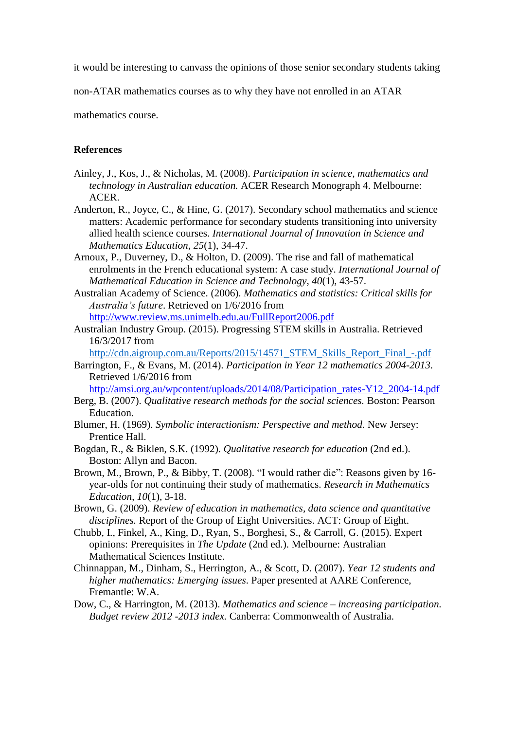it would be interesting to canvass the opinions of those senior secondary students taking non-ATAR mathematics courses as to why they have not enrolled in an ATAR mathematics course.

## References

Ainley, J., Kos, J., & Nicholas, M. (2008). *Participation in science, mathematics and technology in Australian education.* ACER Research Monograph 4. Melbourne: ACER.

Anderton, R., Joyce, C., & Hine, G. (2017). Secondary school mathematics and science matters: Academic performance for secondary students transitioning into university allied health science courses. *International Journal of Innovation in Science and Mathematics Education*, *25*(1), 34-47.

Arnoux, P., Duverney, D., & Holton, D. (2009). The rise and fall of mathematical enrolments in the French educational system: A case study. *International Journal of Mathematical Education in Science and Technology*, *40*(1), 43-57.

Australian Academy of Science. (2006). *Mathematics and statistics: Critical skills for Australia's future*. Retrieved on 1/6/2016 from http://www.review.ms.unimelb.edu.au/FullReport2006.pdf

Australian Industry Group. (2015). Progressing STEM skills in Australia. Retrieved 16/3/2017 from http://cdn.aigroup.com.au/Reports/2015/14571_STEM_Skills_Report_Final_-.pdf

Barrington, F., & Evans, M. (2014). *Participation in Year 12 mathematics 2004-2013*. Retrieved 1/6/2016 from http://amsi.org.au/wpcontent/uploads/2014/08/Participation_rates-Y12_2004-14.pdf

Berg, B. (2007). *Qualitative research methods for the social sciences.* Boston: Pearson Education.

Blumer, H. (1969). *Symbolic interactionism: Perspective and method.* New Jersey: Prentice Hall.

Bogdan, R., & Biklen, S.K. (1992). *Qualitative research for education* (2nd ed.). Boston: Allyn and Bacon.

Brown, M., Brown, P., & Bibby, T. (2008). "I would rather die": Reasons given by 16-year-olds for not continuing their study of mathematics. *Research in Mathematics Education*, *10*(1), 3-18.

Brown, G. (2009). *Review of education in mathematics, data science and quantitative disciplines.* Report of the Group of Eight Universities. ACT: Group of Eight.

Chubb, I., Finkel, A., King, D., Ryan, S., Borghesi, S., & Carroll, G. (2015). Expert opinions: Prerequisites in *The Update* (2nd ed.). Melbourne: Australian Mathematical Sciences Institute.

Chinnappan, M., Dinham, S., Herrington, A., & Scott, D. (2007). *Year 12 students and higher mathematics: Emerging issues*. Paper presented at AARE Conference, Fremantle: W.A.

Dow, C., & Harrington, M. (2013). *Mathematics and science – increasing participation. Budget review 2012 -2013 index.* Canberra: Commonwealth of Australia.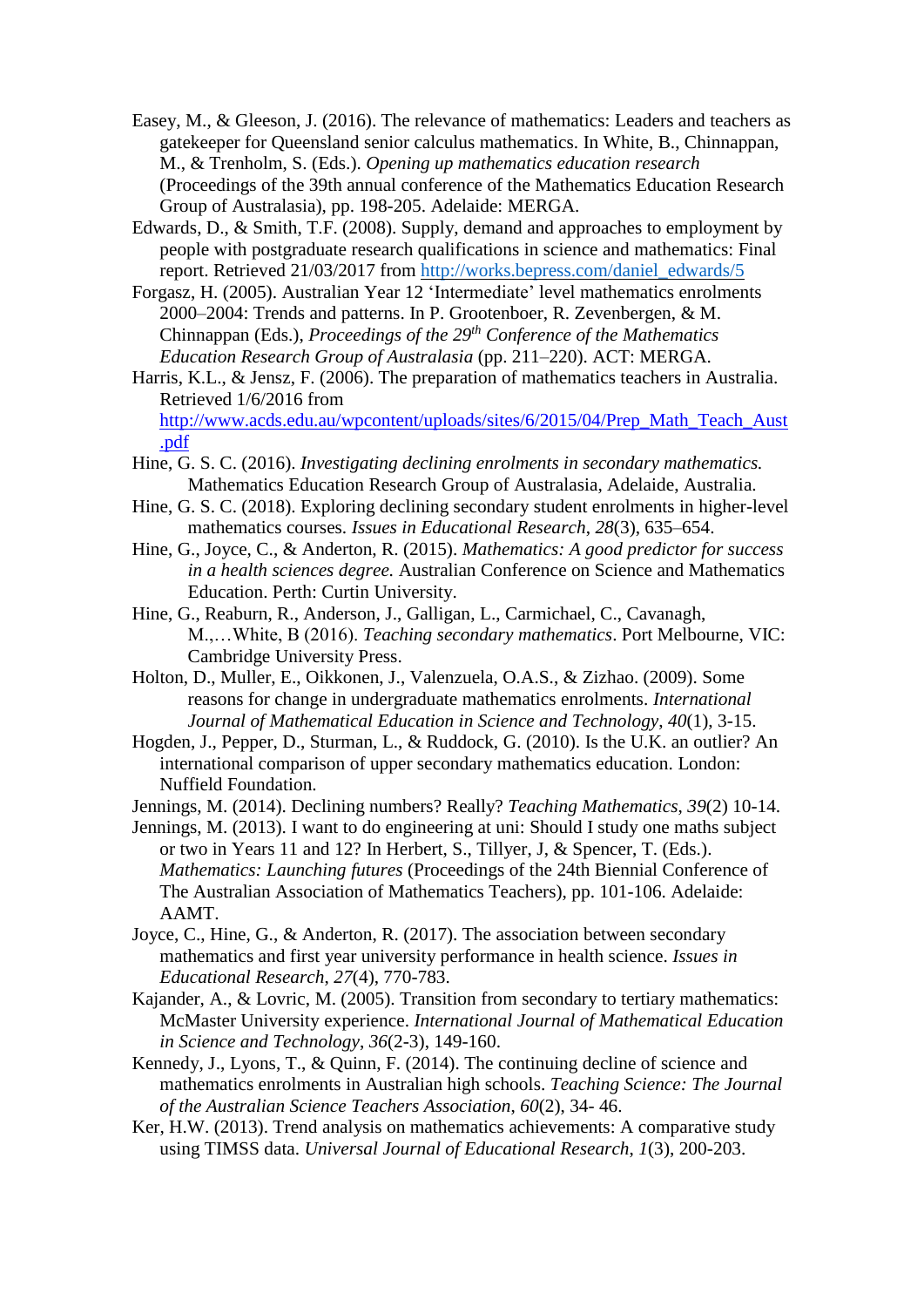Easey, M., & Gleeson, J. (2016). The relevance of mathematics: Leaders and teachers as gatekeeper for Queensland senior calculus mathematics. In White, B., Chinnappan, M., & Trenholm, S. (Eds.). *Opening up mathematics education research* (Proceedings of the 39th annual conference of the Mathematics Education Research Group of Australasia), pp. 198-205. Adelaide: MERGA.

Edwards, D., & Smith, T.F. (2008). Supply, demand and approaches to employment by people with postgraduate research qualifications in science and mathematics: Final report. Retrieved 21/03/2017 from http://works.bepress.com/daniel_edwards/5

Forgasz, H. (2005). Australian Year 12 'Intermediate' level mathematics enrolments 2000–2004: Trends and patterns. In P. Grootenboer, R. Zevenbergen, & M. Chinnappan (Eds.), *Proceedings of the 29th Conference of the Mathematics Education Research Group of Australasia* (pp. 211–220). ACT: MERGA.

Harris, K.L., & Jensz, F. (2006). The preparation of mathematics teachers in Australia. Retrieved 1/6/2016 from http://www.acds.edu.au/wpcontent/uploads/sites/6/2015/04/Prep_Math_Teach_Aust.pdf

Hine, G. S. C. (2016). *Investigating declining enrolments in secondary mathematics.* Mathematics Education Research Group of Australasia, Adelaide, Australia.

Hine, G. S. C. (2018). Exploring declining secondary student enrolments in higher-level mathematics courses. *Issues in Educational Research*, *28*(3), 635–654.

Hine, G., Joyce, C., & Anderton, R. (2015). *Mathematics: A good predictor for success in a health sciences degree.* Australian Conference on Science and Mathematics Education. Perth: Curtin University.

Hine, G., Reaburn, R., Anderson, J., Galligan, L., Carmichael, C., Cavanagh, M.,…White, B (2016). *Teaching secondary mathematics*. Port Melbourne, VIC: Cambridge University Press.

Holton, D., Muller, E., Oikkonen, J., Valenzuela, O.A.S., & Zizhao. (2009). Some reasons for change in undergraduate mathematics enrolments. *International Journal of Mathematical Education in Science and Technology*, *40*(1), 3-15.

Hogden, J., Pepper, D., Sturman, L., & Ruddock, G. (2010). Is the U.K. an outlier? An international comparison of upper secondary mathematics education. London: Nuffield Foundation.

Jennings, M. (2014). Declining numbers? Really? *Teaching Mathematics*, *39*(2) 10-14.

Jennings, M. (2013). I want to do engineering at uni: Should I study one maths subject or two in Years 11 and 12? In Herbert, S., Tillyer, J, & Spencer, T. (Eds.). *Mathematics: Launching futures* (Proceedings of the 24th Biennial Conference of The Australian Association of Mathematics Teachers), pp. 101-106. Adelaide: AAMT.

Joyce, C., Hine, G., & Anderton, R. (2017). The association between secondary mathematics and first year university performance in health science. *Issues in Educational Research*, *27*(4), 770-783.

Kajander, A., & Lovric, M. (2005). Transition from secondary to tertiary mathematics: McMaster University experience. *International Journal of Mathematical Education in Science and Technology*, *36*(2-3), 149-160.

Kennedy, J., Lyons, T., & Quinn, F. (2014). The continuing decline of science and mathematics enrolments in Australian high schools. *Teaching Science: The Journal of the Australian Science Teachers Association*, *60*(2), 34- 46.

Ker, H.W. (2013). Trend analysis on mathematics achievements: A comparative study using TIMSS data. *Universal Journal of Educational Research*, *1*(3), 200-203.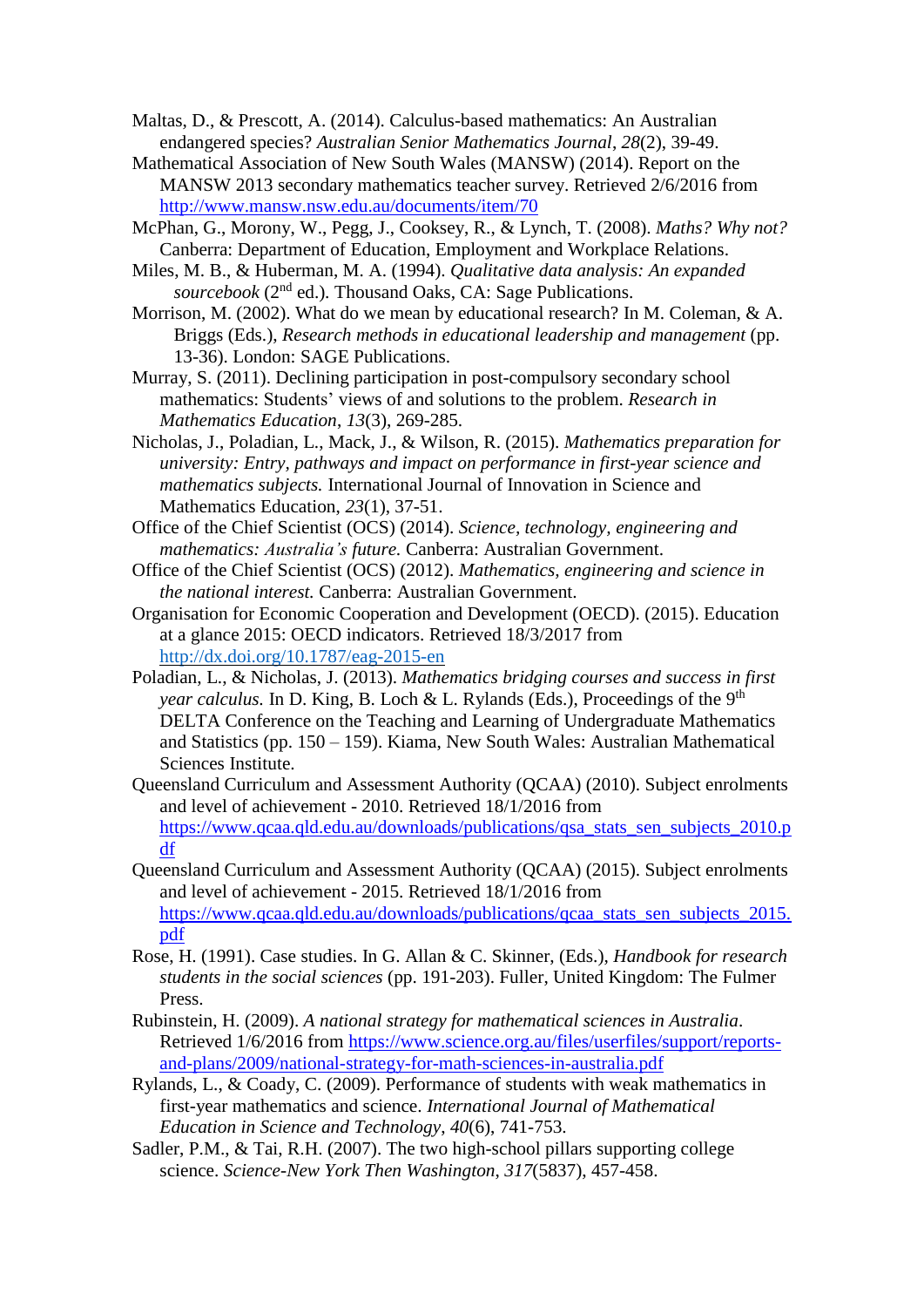Maltas, D., & Prescott, A. (2014). Calculus-based mathematics: An Australian endangered species? *Australian Senior Mathematics Journal*, *28*(2), 39-49.

Mathematical Association of New South Wales (MANSW) (2014). Report on the MANSW 2013 secondary mathematics teacher survey. Retrieved 2/6/2016 from http://www.mansw.nsw.edu.au/documents/item/70

McPhan, G., Morony, W., Pegg, J., Cooksey, R., & Lynch, T. (2008). *Maths? Why not?* Canberra: Department of Education, Employment and Workplace Relations.

Miles, M. B., & Huberman, M. A. (1994). *Qualitative data analysis: An expanded sourcebook* (2nd ed.). Thousand Oaks, CA: Sage Publications.

Morrison, M. (2002). What do we mean by educational research? In M. Coleman, & A. Briggs (Eds.), *Research methods in educational leadership and management* (pp. 13-36). London: SAGE Publications.

Murray, S. (2011). Declining participation in post-compulsory secondary school mathematics: Students' views of and solutions to the problem. *Research in Mathematics Education*, *13*(3), 269-285.

Nicholas, J., Poladian, L., Mack, J., & Wilson, R. (2015). *Mathematics preparation for university: Entry, pathways and impact on performance in first-year science and mathematics subjects.* International Journal of Innovation in Science and Mathematics Education, *23*(1), 37-51.

Office of the Chief Scientist (OCS) (2014). *Science, technology, engineering and mathematics: Australia's future.* Canberra: Australian Government.

Office of the Chief Scientist (OCS) (2012). *Mathematics, engineering and science in the national interest.* Canberra: Australian Government.

Organisation for Economic Cooperation and Development (OECD). (2015). Education at a glance 2015: OECD indicators. Retrieved 18/3/2017 from http://dx.doi.org/10.1787/eag-2015-en

Poladian, L., & Nicholas, J. (2013). *Mathematics bridging courses and success in first year calculus.* In D. King, B. Loch & L. Rylands (Eds.), Proceedings of the 9th DELTA Conference on the Teaching and Learning of Undergraduate Mathematics and Statistics (pp. 150 – 159). Kiama, New South Wales: Australian Mathematical Sciences Institute.

Queensland Curriculum and Assessment Authority (QCAA) (2010). Subject enrolments and level of achievement - 2010. Retrieved 18/1/2016 from https://www.qcaa.qld.edu.au/downloads/publications/qsa_stats_sen_subjects_2010.pdf

Queensland Curriculum and Assessment Authority (QCAA) (2015). Subject enrolments and level of achievement - 2015. Retrieved 18/1/2016 from https://www.qcaa.qld.edu.au/downloads/publications/qcaa_stats_sen_subjects_2015.pdf

Rose, H. (1991). Case studies. In G. Allan & C. Skinner, (Eds.), *Handbook for research students in the social sciences* (pp. 191-203). Fuller, United Kingdom: The Fulmer Press.

Rubinstein, H. (2009). *A national strategy for mathematical sciences in Australia*. Retrieved 1/6/2016 from https://www.science.org.au/files/userfiles/support/reports-and-plans/2009/national-strategy-for-math-sciences-in-australia.pdf

Rylands, L., & Coady, C. (2009). Performance of students with weak mathematics in first-year mathematics and science. *International Journal of Mathematical Education in Science and Technology*, *40*(6), 741-753.

Sadler, P.M., & Tai, R.H. (2007). The two high-school pillars supporting college science. *Science-New York Then Washington*, *317*(5837), 457-458.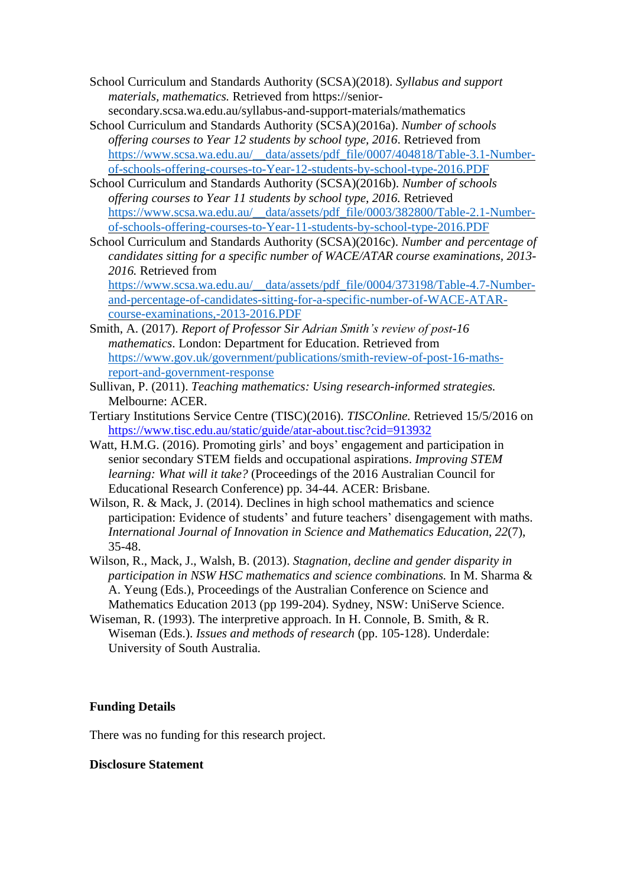School Curriculum and Standards Authority (SCSA)(2018). *Syllabus and support materials, mathematics.* Retrieved from https://senior-secondary.scsa.wa.edu.au/syllabus-and-support-materials/mathematics

School Curriculum and Standards Authority (SCSA)(2016a). *Number of schools offering courses to Year 12 students by school type, 2016*. Retrieved from https://www.scsa.wa.edu.au/__data/assets/pdf_file/0007/404818/Table-3.1-Number-of-schools-offering-courses-to-Year-12-students-by-school-type-2016.PDF

School Curriculum and Standards Authority (SCSA)(2016b). *Number of schools offering courses to Year 11 students by school type, 2016.* Retrieved https://www.scsa.wa.edu.au/__data/assets/pdf_file/0003/382800/Table-2.1-Number-of-schools-offering-courses-to-Year-11-students-by-school-type-2016.PDF

School Curriculum and Standards Authority (SCSA)(2016c). *Number and percentage of candidates sitting for a specific number of WACE/ATAR course examinations, 2013-2016.* Retrieved from https://www.scsa.wa.edu.au/__data/assets/pdf_file/0004/373198/Table-4.7-Number-and-percentage-of-candidates-sitting-for-a-specific-number-of-WACE-ATAR-course-examinations,-2013-2016.PDF

Smith, A. (2017). *Report of Professor Sir Adrian Smith's review of post-16 mathematics*. London: Department for Education. Retrieved from https://www.gov.uk/government/publications/smith-review-of-post-16-maths-report-and-government-response

Sullivan, P. (2011). *Teaching mathematics: Using research-informed strategies.* Melbourne: ACER.

Tertiary Institutions Service Centre (TISC)(2016). *TISCOnline.* Retrieved 15/5/2016 on https://www.tisc.edu.au/static/guide/atar-about.tisc?cid=913932

Watt, H.M.G. (2016). Promoting girls' and boys' engagement and participation in senior secondary STEM fields and occupational aspirations. *Improving STEM learning: What will it take?* (Proceedings of the 2016 Australian Council for Educational Research Conference) pp. 34-44. ACER: Brisbane.

Wilson, R. & Mack, J. (2014). Declines in high school mathematics and science participation: Evidence of students' and future teachers' disengagement with maths. *International Journal of Innovation in Science and Mathematics Education*, *22*(7), 35-48.

Wilson, R., Mack, J., Walsh, B. (2013). *Stagnation, decline and gender disparity in participation in NSW HSC mathematics and science combinations.* In M. Sharma & A. Yeung (Eds.), Proceedings of the Australian Conference on Science and Mathematics Education 2013 (pp 199-204). Sydney, NSW: UniServe Science.

Wiseman, R. (1993). The interpretive approach. In H. Connole, B. Smith, & R. Wiseman (Eds.). *Issues and methods of research* (pp. 105-128). Underdale: University of South Australia.

**Funding Details**

There was no funding for this research project.

**Disclosure Statement**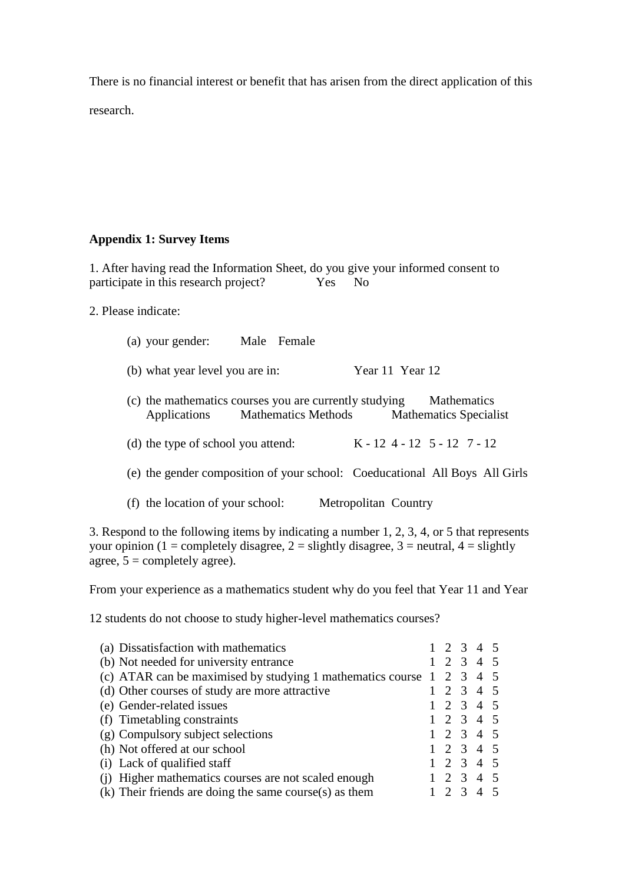There is no financial interest or benefit that has arisen from the direct application of this research.

**Appendix 1: Survey Items**

1. After having read the Information Sheet, do you give your informed consent to participate in this research project? Yes No

2. Please indicate:

   (a) your gender: Male Female

   (b) what year level you are in: Year 11 Year 12

   (c) the mathematics courses you are currently studying Mathematics Applications Mathematics Methods Mathematics Specialist

   (d) the type of school you attend: K - 12 4 - 12 5 - 12 7 - 12

   (e) the gender composition of your school: Coeducational All Boys All Girls

   (f) the location of your school: Metropolitan Country

3. Respond to the following items by indicating a number 1, 2, 3, 4, or 5 that represents your opinion (1 = completely disagree, 2 = slightly disagree, 3 = neutral, 4 = slightly agree, 5 = completely agree).

From your experience as a mathematics student why do you feel that Year 11 and Year 12 students do not choose to study higher-level mathematics courses?

| Item | | | | | |
|---|---|---|---|---|---|
| (a) Dissatisfaction with mathematics | 1 | 2 | 3 | 4 | 5 |
| (b) Not needed for university entrance | 1 | 2 | 3 | 4 | 5 |
| (c) ATAR can be maximised by studying 1 mathematics course | 1 | 2 | 3 | 4 | 5 |
| (d) Other courses of study are more attractive | 1 | 2 | 3 | 4 | 5 |
| (e) Gender-related issues | 1 | 2 | 3 | 4 | 5 |
| (f) Timetabling constraints | 1 | 2 | 3 | 4 | 5 |
| (g) Compulsory subject selections | 1 | 2 | 3 | 4 | 5 |
| (h) Not offered at our school | 1 | 2 | 3 | 4 | 5 |
| (i) Lack of qualified staff | 1 | 2 | 3 | 4 | 5 |
| (j) Higher mathematics courses are not scaled enough | 1 | 2 | 3 | 4 | 5 |
| (k) Their friends are doing the same course(s) as them | 1 | 2 | 3 | 4 | 5 |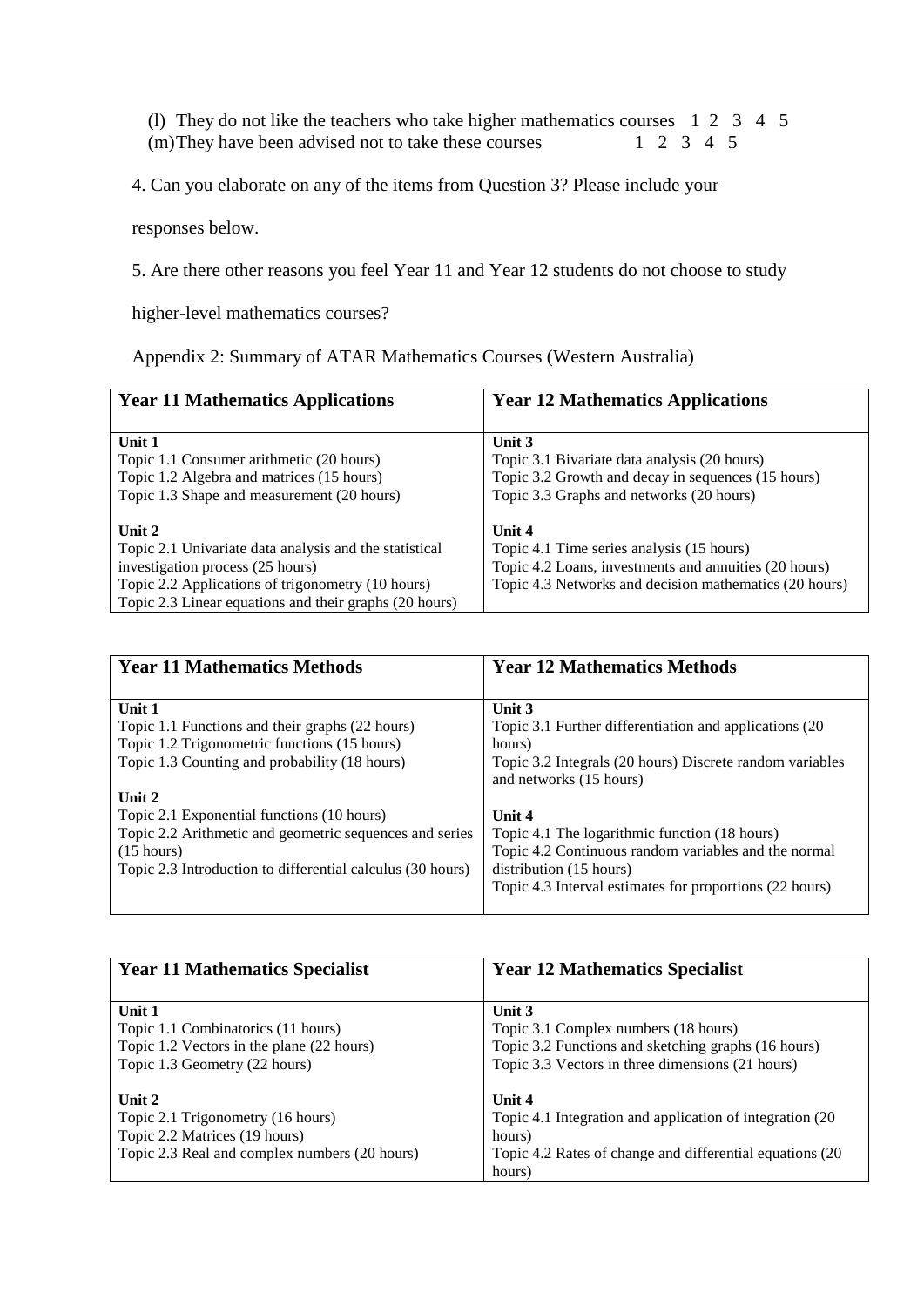(l) They do not like the teachers who take higher mathematics courses 1 2 3 4 5

(m) They have been advised not to take these courses 1 2 3 4 5

4. Can you elaborate on any of the items from Question 3? Please include your responses below.

5. Are there other reasons you feel Year 11 and Year 12 students do not choose to study higher-level mathematics courses?

Appendix 2: Summary of ATAR Mathematics Courses (Western Australia)

| **Year 11 Mathematics Applications** | **Year 12 Mathematics Applications** |
|---|---|
| **Unit 1**<br>Topic 1.1 Consumer arithmetic (20 hours)<br>Topic 1.2 Algebra and matrices (15 hours)<br>Topic 1.3 Shape and measurement (20 hours) | **Unit 3**<br>Topic 3.1 Bivariate data analysis (20 hours)<br>Topic 3.2 Growth and decay in sequences (15 hours)<br>Topic 3.3 Graphs and networks (20 hours) |
| **Unit 2**<br>Topic 2.1 Univariate data analysis and the statistical investigation process (25 hours)<br>Topic 2.2 Applications of trigonometry (10 hours)<br>Topic 2.3 Linear equations and their graphs (20 hours) | **Unit 4**<br>Topic 4.1 Time series analysis (15 hours)<br>Topic 4.2 Loans, investments and annuities (20 hours)<br>Topic 4.3 Networks and decision mathematics (20 hours) |

| **Year 11 Mathematics Methods** | **Year 12 Mathematics Methods** |
|---|---|
| **Unit 1**<br>Topic 1.1 Functions and their graphs (22 hours)<br>Topic 1.2 Trigonometric functions (15 hours)<br>Topic 1.3 Counting and probability (18 hours) | **Unit 3**<br>Topic 3.1 Further differentiation and applications (20 hours)<br>Topic 3.2 Integrals (20 hours) Discrete random variables and networks (15 hours) |
| **Unit 2**<br>Topic 2.1 Exponential functions (10 hours)<br>Topic 2.2 Arithmetic and geometric sequences and series (15 hours)<br>Topic 2.3 Introduction to differential calculus (30 hours) | **Unit 4**<br>Topic 4.1 The logarithmic function (18 hours)<br>Topic 4.2 Continuous random variables and the normal distribution (15 hours)<br>Topic 4.3 Interval estimates for proportions (22 hours) |

| **Year 11 Mathematics Specialist** | **Year 12 Mathematics Specialist** |
|---|---|
| **Unit 1**<br>Topic 1.1 Combinatorics (11 hours)<br>Topic 1.2 Vectors in the plane (22 hours)<br>Topic 1.3 Geometry (22 hours) | **Unit 3**<br>Topic 3.1 Complex numbers (18 hours)<br>Topic 3.2 Functions and sketching graphs (16 hours)<br>Topic 3.3 Vectors in three dimensions (21 hours) |
| **Unit 2**<br>Topic 2.1 Trigonometry (16 hours)<br>Topic 2.2 Matrices (19 hours)<br>Topic 2.3 Real and complex numbers (20 hours) | **Unit 4**<br>Topic 4.1 Integration and application of integration (20 hours)<br>Topic 4.2 Rates of change and differential equations (20 hours) |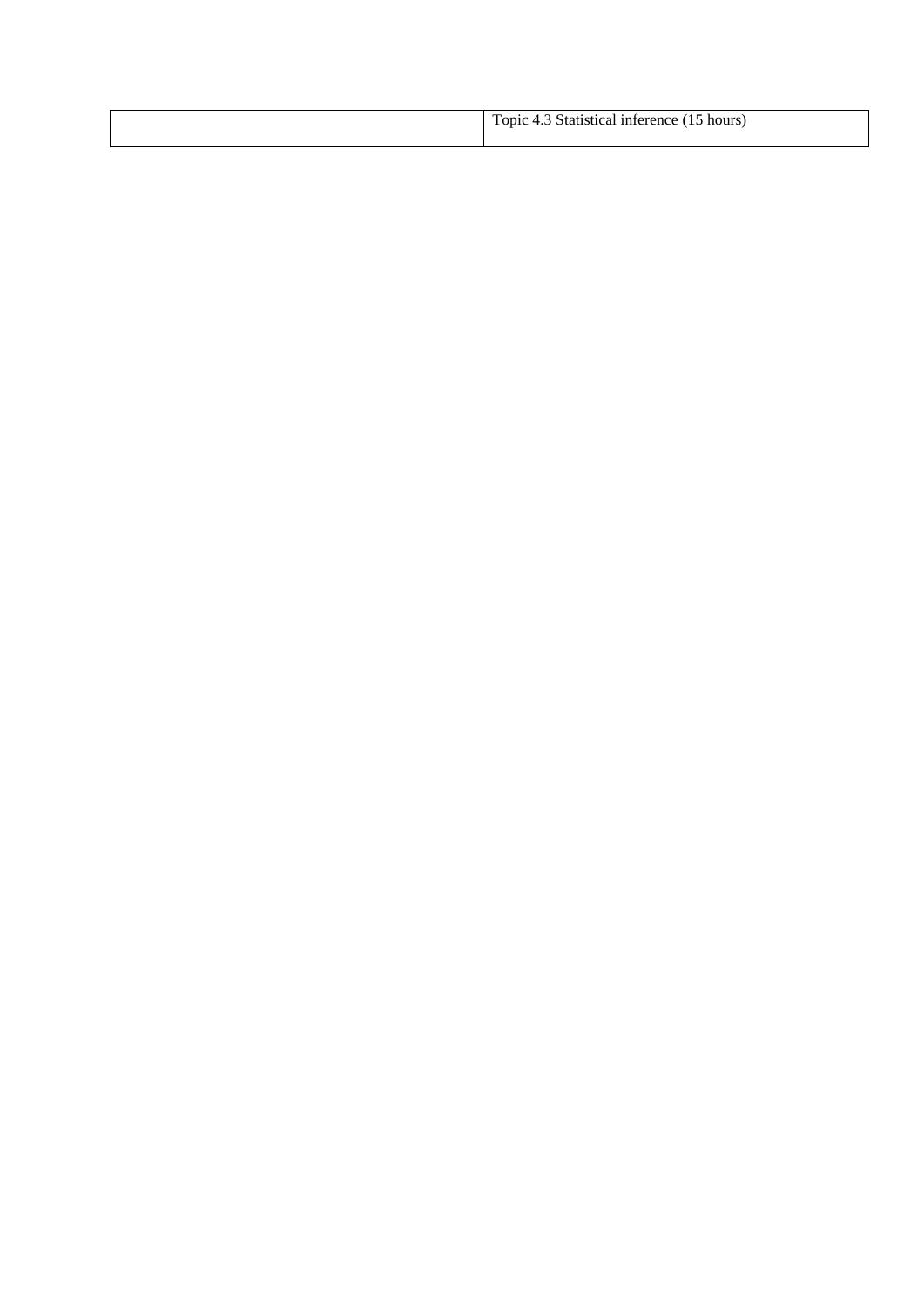| | |
|---|---|
| | Topic 4.3 Statistical inference (15 hours) |